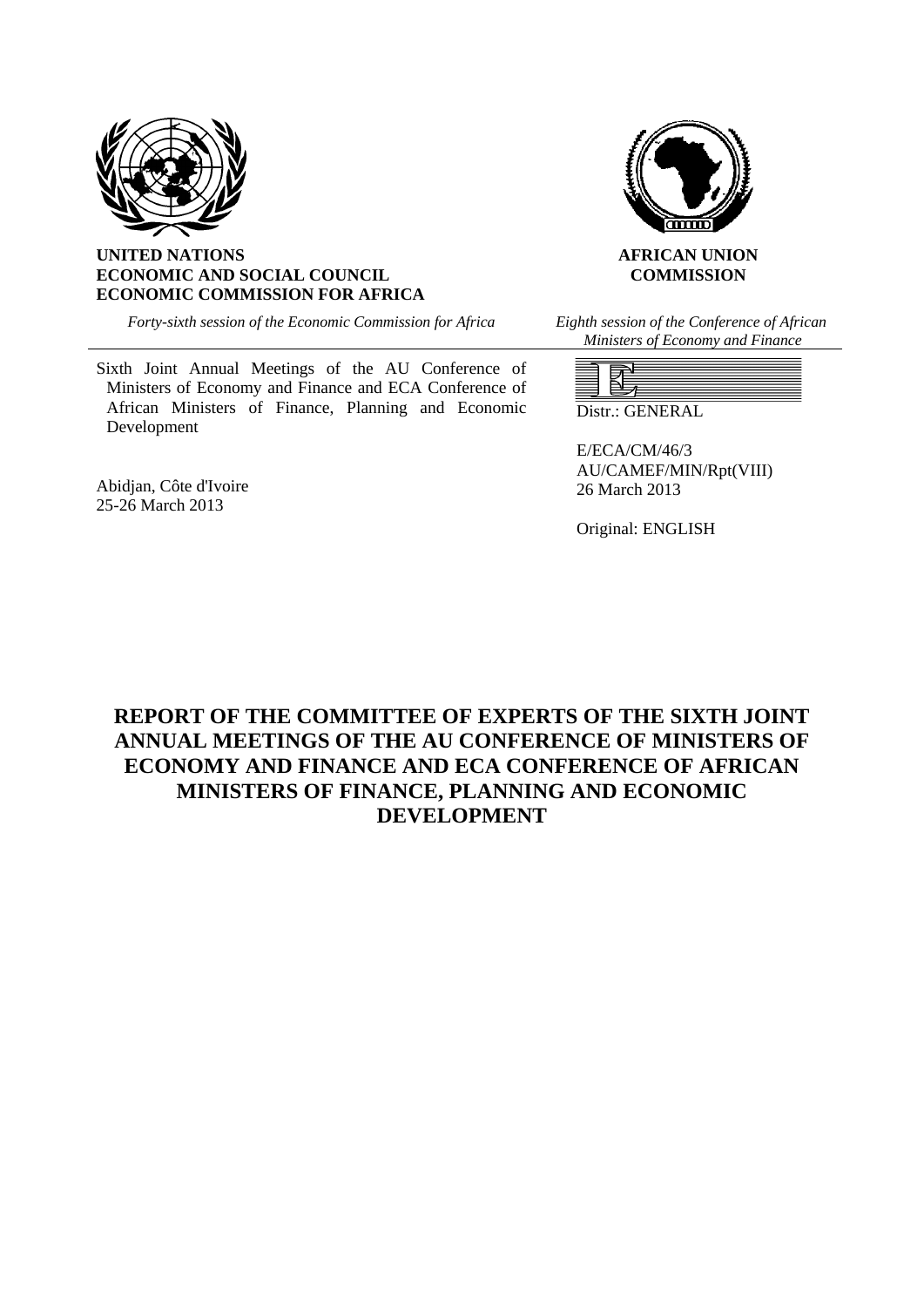**UNITED NATIONS**
**ECONOMIC AND SOCIAL COUNCIL**
**ECONOMIC COMMISSION FOR AFRICA**

**AFRICAN UNION COMMISSION**

*Forty-sixth session of the Economic Commission for Africa*

*Eighth session of the Conference of African Ministers of Economy and Finance*

Sixth Joint Annual Meetings of the AU Conference of Ministers of Economy and Finance and ECA Conference of African Ministers of Finance, Planning and Economic Development

Abidjan, Côte d'Ivoire
25-26 March 2013

Distr.: GENERAL

E/ECA/CM/46/3
AU/CAMEF/MIN/Rpt(VIII)
26 March 2013

Original: ENGLISH

# REPORT OF THE COMMITTEE OF EXPERTS OF THE SIXTH JOINT ANNUAL MEETINGS OF THE AU CONFERENCE OF MINISTERS OF ECONOMY AND FINANCE AND ECA CONFERENCE OF AFRICAN MINISTERS OF FINANCE, PLANNING AND ECONOMIC DEVELOPMENT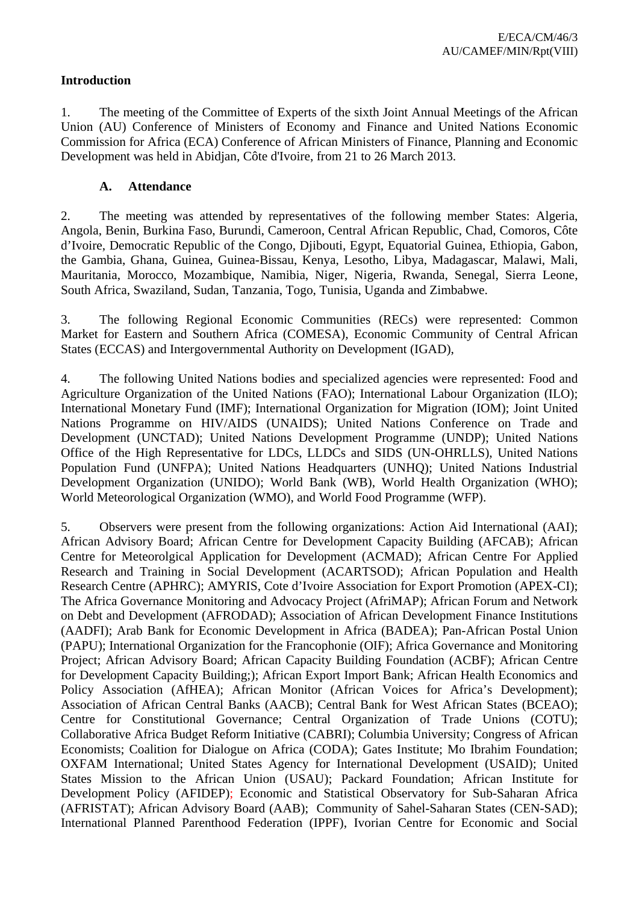## Introduction

1. The meeting of the Committee of Experts of the sixth Joint Annual Meetings of the African Union (AU) Conference of Ministers of Economy and Finance and United Nations Economic Commission for Africa (ECA) Conference of African Ministers of Finance, Planning and Economic Development was held in Abidjan, Côte d'Ivoire, from 21 to 26 March 2013.

### A. Attendance

2. The meeting was attended by representatives of the following member States: Algeria, Angola, Benin, Burkina Faso, Burundi, Cameroon, Central African Republic, Chad, Comoros, Côte d'Ivoire, Democratic Republic of the Congo, Djibouti, Egypt, Equatorial Guinea, Ethiopia, Gabon, the Gambia, Ghana, Guinea, Guinea-Bissau, Kenya, Lesotho, Libya, Madagascar, Malawi, Mali, Mauritania, Morocco, Mozambique, Namibia, Niger, Nigeria, Rwanda, Senegal, Sierra Leone, South Africa, Swaziland, Sudan, Tanzania, Togo, Tunisia, Uganda and Zimbabwe.

3. The following Regional Economic Communities (RECs) were represented: Common Market for Eastern and Southern Africa (COMESA), Economic Community of Central African States (ECCAS) and Intergovernmental Authority on Development (IGAD),

4. The following United Nations bodies and specialized agencies were represented: Food and Agriculture Organization of the United Nations (FAO); International Labour Organization (ILO); International Monetary Fund (IMF); International Organization for Migration (IOM); Joint United Nations Programme on HIV/AIDS (UNAIDS); United Nations Conference on Trade and Development (UNCTAD); United Nations Development Programme (UNDP); United Nations Office of the High Representative for LDCs, LLDCs and SIDS (UN-OHRLLS), United Nations Population Fund (UNFPA); United Nations Headquarters (UNHQ); United Nations Industrial Development Organization (UNIDO); World Bank (WB), World Health Organization (WHO); World Meteorological Organization (WMO), and World Food Programme (WFP).

5. Observers were present from the following organizations: Action Aid International (AAI); African Advisory Board; African Centre for Development Capacity Building (AFCAB); African Centre for Meteorolgical Application for Development (ACMAD); African Centre For Applied Research and Training in Social Development (ACARTSOD); African Population and Health Research Centre (APHRC); AMYRIS, Cote d'Ivoire Association for Export Promotion (APEX-CI); The Africa Governance Monitoring and Advocacy Project (AfriMAP); African Forum and Network on Debt and Development (AFRODAD); Association of African Development Finance Institutions (AADFI); Arab Bank for Economic Development in Africa (BADEA); Pan-African Postal Union (PAPU); International Organization for the Francophonie (OIF); Africa Governance and Monitoring Project; African Advisory Board; African Capacity Building Foundation (ACBF); African Centre for Development Capacity Building;); African Export Import Bank; African Health Economics and Policy Association (AfHEA); African Monitor (African Voices for Africa's Development); Association of African Central Banks (AACB); Central Bank for West African States (BCEAO); Centre for Constitutional Governance; Central Organization of Trade Unions (COTU); Collaborative Africa Budget Reform Initiative (CABRI); Columbia University; Congress of African Economists; Coalition for Dialogue on Africa (CODA); Gates Institute; Mo Ibrahim Foundation; OXFAM International; United States Agency for International Development (USAID); United States Mission to the African Union (USAU); Packard Foundation; African Institute for Development Policy (AFIDEP); Economic and Statistical Observatory for Sub-Saharan Africa (AFRISTAT); African Advisory Board (AAB); Community of Sahel-Saharan States (CEN-SAD); International Planned Parenthood Federation (IPPF), Ivorian Centre for Economic and Social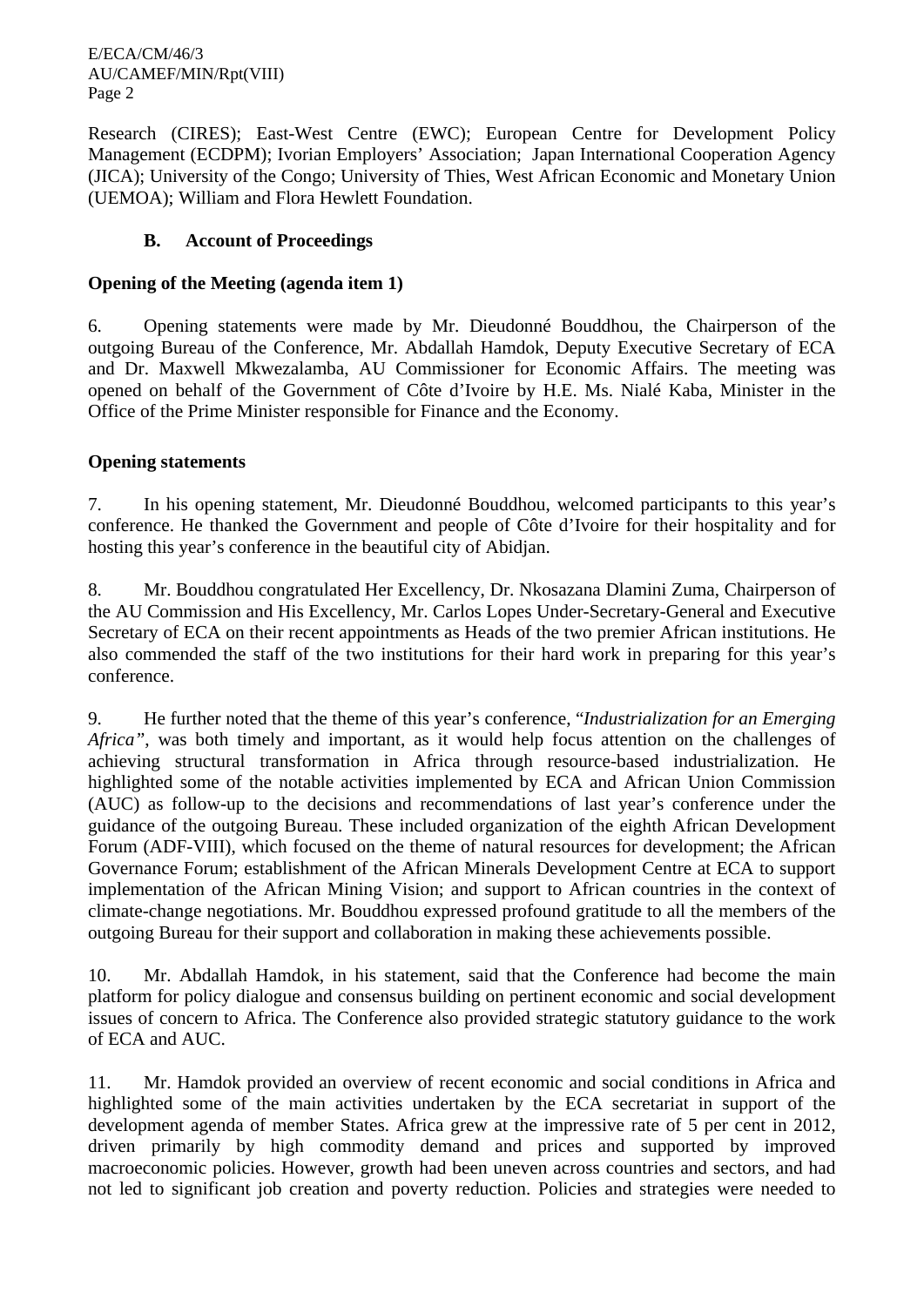Research (CIRES); East-West Centre (EWC); European Centre for Development Policy Management (ECDPM); Ivorian Employers' Association; Japan International Cooperation Agency (JICA); University of the Congo; University of Thies, West African Economic and Monetary Union (UEMOA); William and Flora Hewlett Foundation.

## B. Account of Proceedings

**Opening of the Meeting (agenda item 1)**

6. Opening statements were made by Mr. Dieudonné Bouddhou, the Chairperson of the outgoing Bureau of the Conference, Mr. Abdallah Hamdok, Deputy Executive Secretary of ECA and Dr. Maxwell Mkwezalamba, AU Commissioner for Economic Affairs. The meeting was opened on behalf of the Government of Côte d'Ivoire by H.E. Ms. Nialé Kaba, Minister in the Office of the Prime Minister responsible for Finance and the Economy.

**Opening statements**

7. In his opening statement, Mr. Dieudonné Bouddhou, welcomed participants to this year's conference. He thanked the Government and people of Côte d'Ivoire for their hospitality and for hosting this year's conference in the beautiful city of Abidjan.

8. Mr. Bouddhou congratulated Her Excellency, Dr. Nkosazana Dlamini Zuma, Chairperson of the AU Commission and His Excellency, Mr. Carlos Lopes Under-Secretary-General and Executive Secretary of ECA on their recent appointments as Heads of the two premier African institutions. He also commended the staff of the two institutions for their hard work in preparing for this year's conference.

9. He further noted that the theme of this year's conference, "*Industrialization for an Emerging Africa"*, was both timely and important, as it would help focus attention on the challenges of achieving structural transformation in Africa through resource-based industrialization. He highlighted some of the notable activities implemented by ECA and African Union Commission (AUC) as follow-up to the decisions and recommendations of last year's conference under the guidance of the outgoing Bureau. These included organization of the eighth African Development Forum (ADF-VIII), which focused on the theme of natural resources for development; the African Governance Forum; establishment of the African Minerals Development Centre at ECA to support implementation of the African Mining Vision; and support to African countries in the context of climate-change negotiations. Mr. Bouddhou expressed profound gratitude to all the members of the outgoing Bureau for their support and collaboration in making these achievements possible.

10. Mr. Abdallah Hamdok, in his statement, said that the Conference had become the main platform for policy dialogue and consensus building on pertinent economic and social development issues of concern to Africa. The Conference also provided strategic statutory guidance to the work of ECA and AUC.

11. Mr. Hamdok provided an overview of recent economic and social conditions in Africa and highlighted some of the main activities undertaken by the ECA secretariat in support of the development agenda of member States. Africa grew at the impressive rate of 5 per cent in 2012, driven primarily by high commodity demand and prices and supported by improved macroeconomic policies. However, growth had been uneven across countries and sectors, and had not led to significant job creation and poverty reduction. Policies and strategies were needed to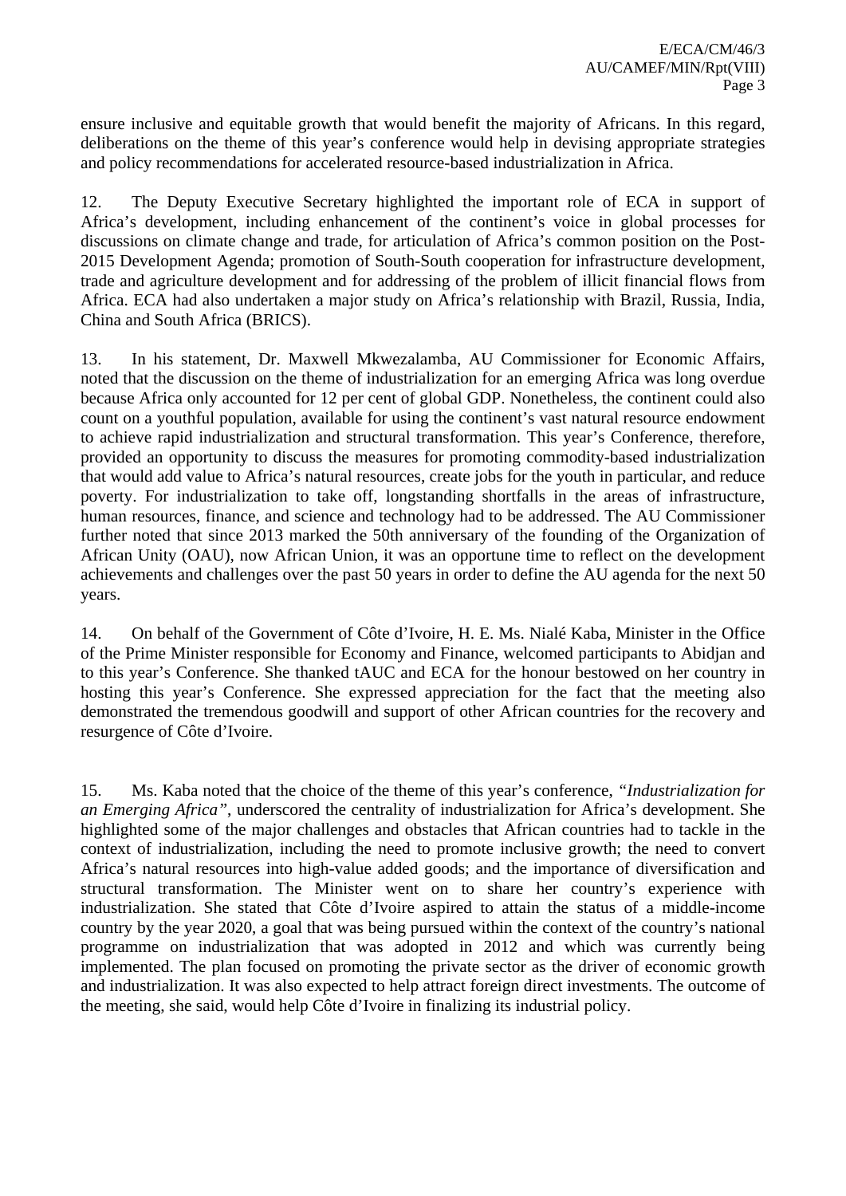ensure inclusive and equitable growth that would benefit the majority of Africans. In this regard, deliberations on the theme of this year's conference would help in devising appropriate strategies and policy recommendations for accelerated resource-based industrialization in Africa.

12. The Deputy Executive Secretary highlighted the important role of ECA in support of Africa's development, including enhancement of the continent's voice in global processes for discussions on climate change and trade, for articulation of Africa's common position on the Post-2015 Development Agenda; promotion of South-South cooperation for infrastructure development, trade and agriculture development and for addressing of the problem of illicit financial flows from Africa. ECA had also undertaken a major study on Africa's relationship with Brazil, Russia, India, China and South Africa (BRICS).

13. In his statement, Dr. Maxwell Mkwezalamba, AU Commissioner for Economic Affairs, noted that the discussion on the theme of industrialization for an emerging Africa was long overdue because Africa only accounted for 12 per cent of global GDP. Nonetheless, the continent could also count on a youthful population, available for using the continent's vast natural resource endowment to achieve rapid industrialization and structural transformation. This year's Conference, therefore, provided an opportunity to discuss the measures for promoting commodity-based industrialization that would add value to Africa's natural resources, create jobs for the youth in particular, and reduce poverty. For industrialization to take off, longstanding shortfalls in the areas of infrastructure, human resources, finance, and science and technology had to be addressed. The AU Commissioner further noted that since 2013 marked the 50th anniversary of the founding of the Organization of African Unity (OAU), now African Union, it was an opportune time to reflect on the development achievements and challenges over the past 50 years in order to define the AU agenda for the next 50 years.

14. On behalf of the Government of Côte d'Ivoire, H. E. Ms. Nialé Kaba, Minister in the Office of the Prime Minister responsible for Economy and Finance, welcomed participants to Abidjan and to this year's Conference. She thanked tAUC and ECA for the honour bestowed on her country in hosting this year's Conference. She expressed appreciation for the fact that the meeting also demonstrated the tremendous goodwill and support of other African countries for the recovery and resurgence of Côte d'Ivoire.

15. Ms. Kaba noted that the choice of the theme of this year's conference, *"Industrialization for an Emerging Africa"*, underscored the centrality of industrialization for Africa's development. She highlighted some of the major challenges and obstacles that African countries had to tackle in the context of industrialization, including the need to promote inclusive growth; the need to convert Africa's natural resources into high-value added goods; and the importance of diversification and structural transformation. The Minister went on to share her country's experience with industrialization. She stated that Côte d'Ivoire aspired to attain the status of a middle-income country by the year 2020, a goal that was being pursued within the context of the country's national programme on industrialization that was adopted in 2012 and which was currently being implemented. The plan focused on promoting the private sector as the driver of economic growth and industrialization. It was also expected to help attract foreign direct investments. The outcome of the meeting, she said, would help Côte d'Ivoire in finalizing its industrial policy.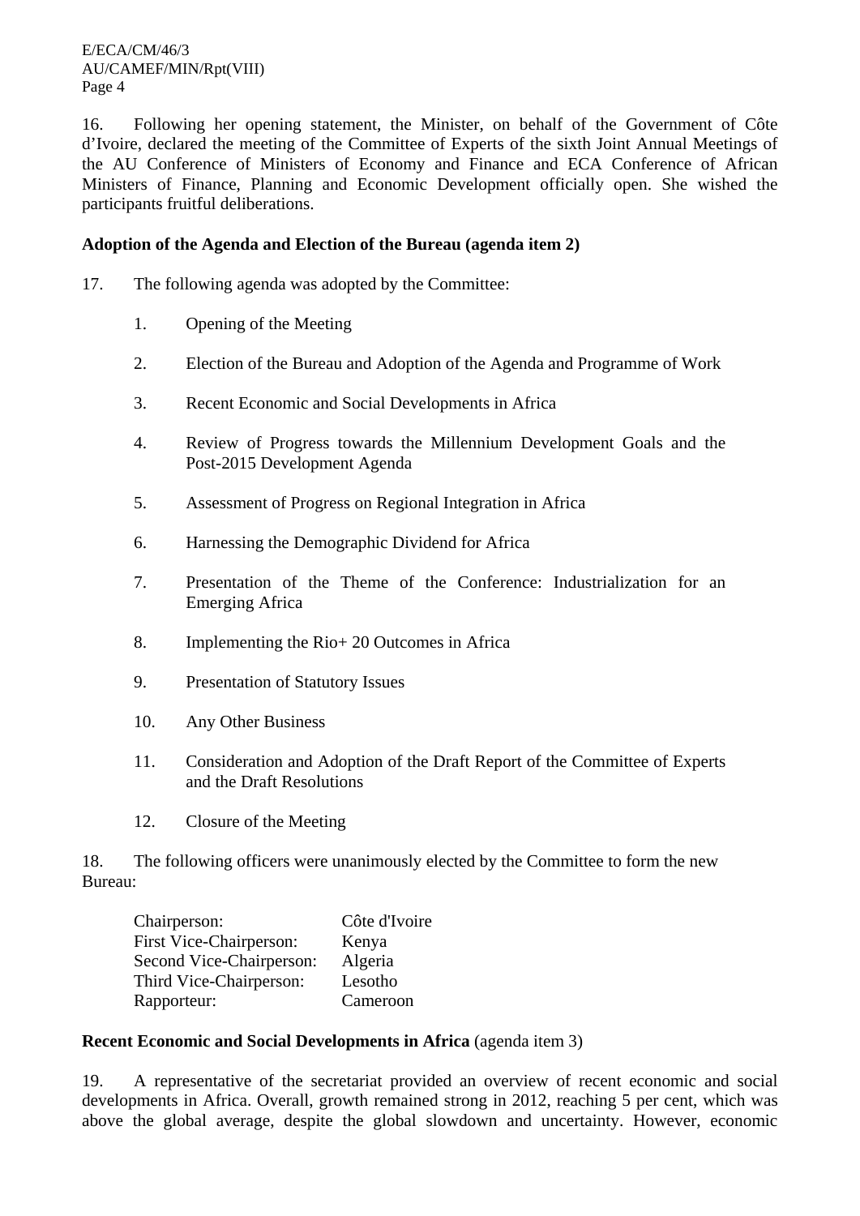16. Following her opening statement, the Minister, on behalf of the Government of Côte d'Ivoire, declared the meeting of the Committee of Experts of the sixth Joint Annual Meetings of the AU Conference of Ministers of Economy and Finance and ECA Conference of African Ministers of Finance, Planning and Economic Development officially open. She wished the participants fruitful deliberations.

**Adoption of the Agenda and Election of the Bureau (agenda item 2)**

17. The following agenda was adopted by the Committee:

1. Opening of the Meeting
2. Election of the Bureau and Adoption of the Agenda and Programme of Work
3. Recent Economic and Social Developments in Africa
4. Review of Progress towards the Millennium Development Goals and the Post-2015 Development Agenda
5. Assessment of Progress on Regional Integration in Africa
6. Harnessing the Demographic Dividend for Africa
7. Presentation of the Theme of the Conference: Industrialization for an Emerging Africa
8. Implementing the Rio+ 20 Outcomes in Africa
9. Presentation of Statutory Issues
10. Any Other Business
11. Consideration and Adoption of the Draft Report of the Committee of Experts and the Draft Resolutions
12. Closure of the Meeting

18. The following officers were unanimously elected by the Committee to form the new Bureau:

| | |
|---|---|
| Chairperson: | Côte d'Ivoire |
| First Vice-Chairperson: | Kenya |
| Second Vice-Chairperson: | Algeria |
| Third Vice-Chairperson: | Lesotho |
| Rapporteur: | Cameroon |

**Recent Economic and Social Developments in Africa** (agenda item 3)

19. A representative of the secretariat provided an overview of recent economic and social developments in Africa. Overall, growth remained strong in 2012, reaching 5 per cent, which was above the global average, despite the global slowdown and uncertainty. However, economic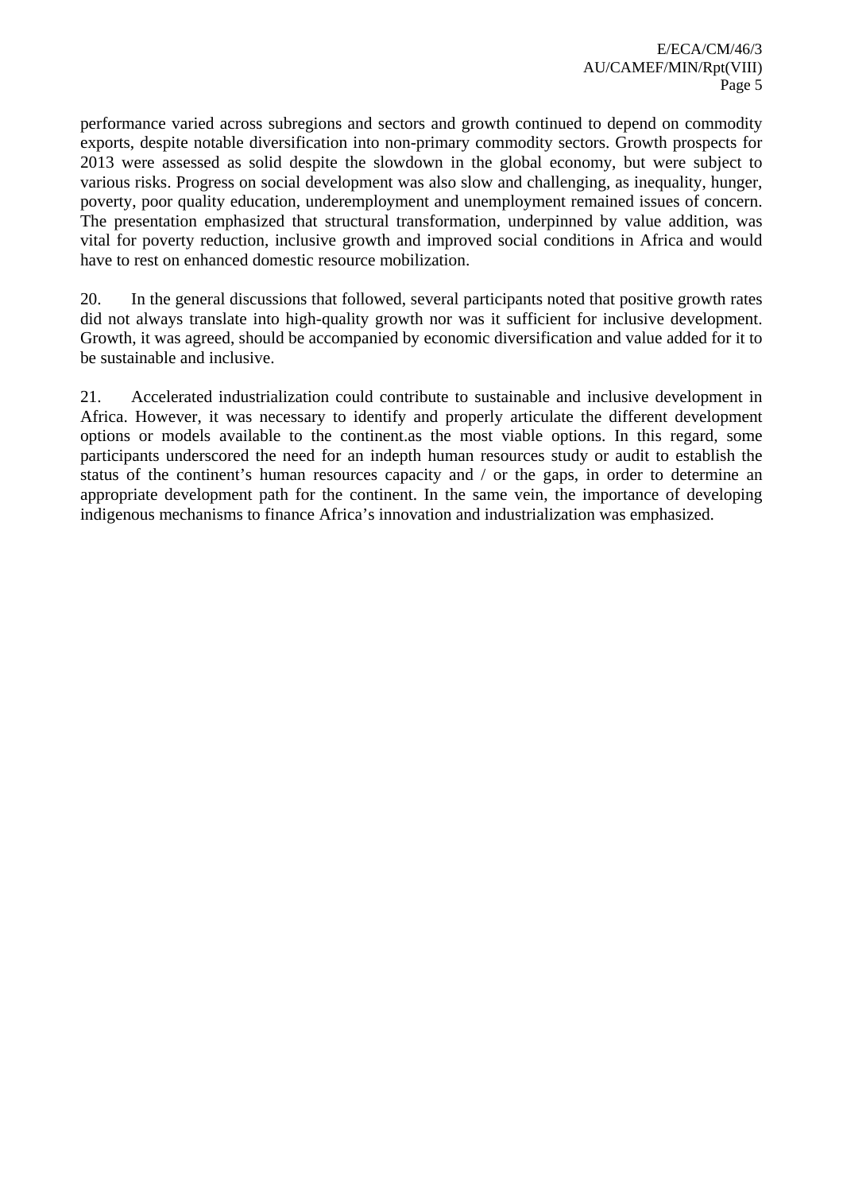performance varied across subregions and sectors and growth continued to depend on commodity exports, despite notable diversification into non-primary commodity sectors. Growth prospects for 2013 were assessed as solid despite the slowdown in the global economy, but were subject to various risks. Progress on social development was also slow and challenging, as inequality, hunger, poverty, poor quality education, underemployment and unemployment remained issues of concern. The presentation emphasized that structural transformation, underpinned by value addition, was vital for poverty reduction, inclusive growth and improved social conditions in Africa and would have to rest on enhanced domestic resource mobilization.

20. In the general discussions that followed, several participants noted that positive growth rates did not always translate into high-quality growth nor was it sufficient for inclusive development. Growth, it was agreed, should be accompanied by economic diversification and value added for it to be sustainable and inclusive.

21. Accelerated industrialization could contribute to sustainable and inclusive development in Africa. However, it was necessary to identify and properly articulate the different development options or models available to the continent.as the most viable options. In this regard, some participants underscored the need for an indepth human resources study or audit to establish the status of the continent's human resources capacity and / or the gaps, in order to determine an appropriate development path for the continent. In the same vein, the importance of developing indigenous mechanisms to finance Africa's innovation and industrialization was emphasized.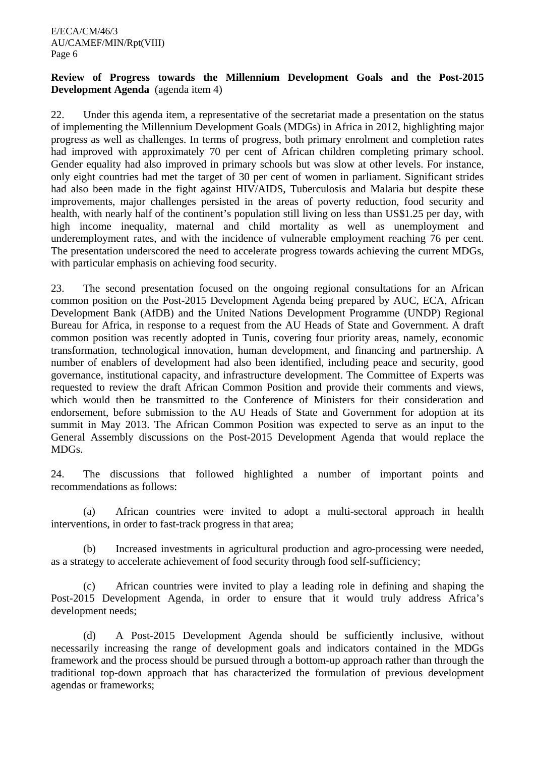**Review of Progress towards the Millennium Development Goals and the Post-2015 Development Agenda** (agenda item 4)

22. Under this agenda item, a representative of the secretariat made a presentation on the status of implementing the Millennium Development Goals (MDGs) in Africa in 2012, highlighting major progress as well as challenges. In terms of progress, both primary enrolment and completion rates had improved with approximately 70 per cent of African children completing primary school. Gender equality had also improved in primary schools but was slow at other levels. For instance, only eight countries had met the target of 30 per cent of women in parliament. Significant strides had also been made in the fight against HIV/AIDS, Tuberculosis and Malaria but despite these improvements, major challenges persisted in the areas of poverty reduction, food security and health, with nearly half of the continent's population still living on less than US$1.25 per day, with high income inequality, maternal and child mortality as well as unemployment and underemployment rates, and with the incidence of vulnerable employment reaching 76 per cent. The presentation underscored the need to accelerate progress towards achieving the current MDGs, with particular emphasis on achieving food security.

23. The second presentation focused on the ongoing regional consultations for an African common position on the Post-2015 Development Agenda being prepared by AUC, ECA, African Development Bank (AfDB) and the United Nations Development Programme (UNDP) Regional Bureau for Africa, in response to a request from the AU Heads of State and Government. A draft common position was recently adopted in Tunis, covering four priority areas, namely, economic transformation, technological innovation, human development, and financing and partnership. A number of enablers of development had also been identified, including peace and security, good governance, institutional capacity, and infrastructure development. The Committee of Experts was requested to review the draft African Common Position and provide their comments and views, which would then be transmitted to the Conference of Ministers for their consideration and endorsement, before submission to the AU Heads of State and Government for adoption at its summit in May 2013. The African Common Position was expected to serve as an input to the General Assembly discussions on the Post-2015 Development Agenda that would replace the MDGs.

24. The discussions that followed highlighted a number of important points and recommendations as follows:

(a) African countries were invited to adopt a multi-sectoral approach in health interventions, in order to fast-track progress in that area;

(b) Increased investments in agricultural production and agro-processing were needed, as a strategy to accelerate achievement of food security through food self-sufficiency;

(c) African countries were invited to play a leading role in defining and shaping the Post-2015 Development Agenda, in order to ensure that it would truly address Africa's development needs;

(d) A Post-2015 Development Agenda should be sufficiently inclusive, without necessarily increasing the range of development goals and indicators contained in the MDGs framework and the process should be pursued through a bottom-up approach rather than through the traditional top-down approach that has characterized the formulation of previous development agendas or frameworks;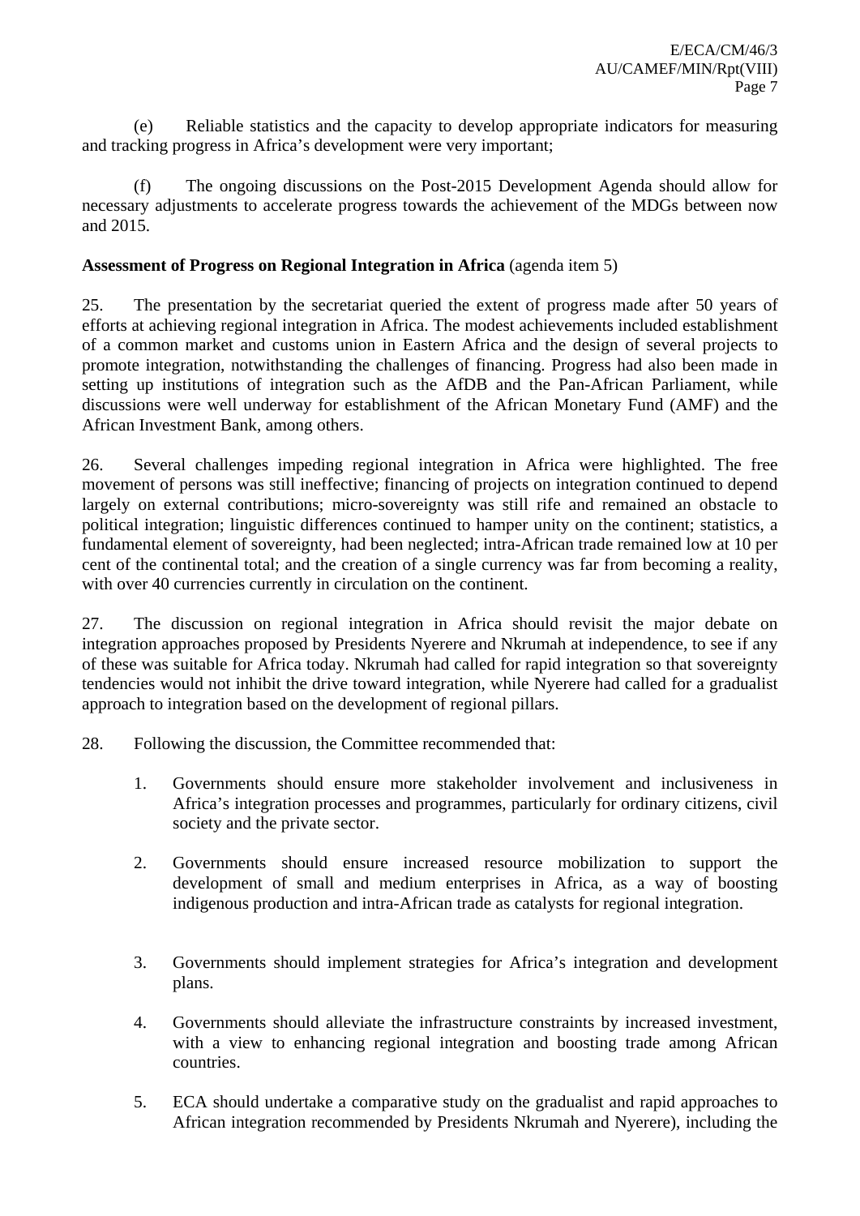(e) Reliable statistics and the capacity to develop appropriate indicators for measuring and tracking progress in Africa's development were very important;

(f) The ongoing discussions on the Post-2015 Development Agenda should allow for necessary adjustments to accelerate progress towards the achievement of the MDGs between now and 2015.

**Assessment of Progress on Regional Integration in Africa** (agenda item 5)

25. The presentation by the secretariat queried the extent of progress made after 50 years of efforts at achieving regional integration in Africa. The modest achievements included establishment of a common market and customs union in Eastern Africa and the design of several projects to promote integration, notwithstanding the challenges of financing. Progress had also been made in setting up institutions of integration such as the AfDB and the Pan-African Parliament, while discussions were well underway for establishment of the African Monetary Fund (AMF) and the African Investment Bank, among others.

26. Several challenges impeding regional integration in Africa were highlighted. The free movement of persons was still ineffective; financing of projects on integration continued to depend largely on external contributions; micro-sovereignty was still rife and remained an obstacle to political integration; linguistic differences continued to hamper unity on the continent; statistics, a fundamental element of sovereignty, had been neglected; intra-African trade remained low at 10 per cent of the continental total; and the creation of a single currency was far from becoming a reality, with over 40 currencies currently in circulation on the continent.

27. The discussion on regional integration in Africa should revisit the major debate on integration approaches proposed by Presidents Nyerere and Nkrumah at independence, to see if any of these was suitable for Africa today. Nkrumah had called for rapid integration so that sovereignty tendencies would not inhibit the drive toward integration, while Nyerere had called for a gradualist approach to integration based on the development of regional pillars.

28. Following the discussion, the Committee recommended that:

1. Governments should ensure more stakeholder involvement and inclusiveness in Africa's integration processes and programmes, particularly for ordinary citizens, civil society and the private sector.

2. Governments should ensure increased resource mobilization to support the development of small and medium enterprises in Africa, as a way of boosting indigenous production and intra-African trade as catalysts for regional integration.

3. Governments should implement strategies for Africa's integration and development plans.

4. Governments should alleviate the infrastructure constraints by increased investment, with a view to enhancing regional integration and boosting trade among African countries.

5. ECA should undertake a comparative study on the gradualist and rapid approaches to African integration recommended by Presidents Nkrumah and Nyerere), including the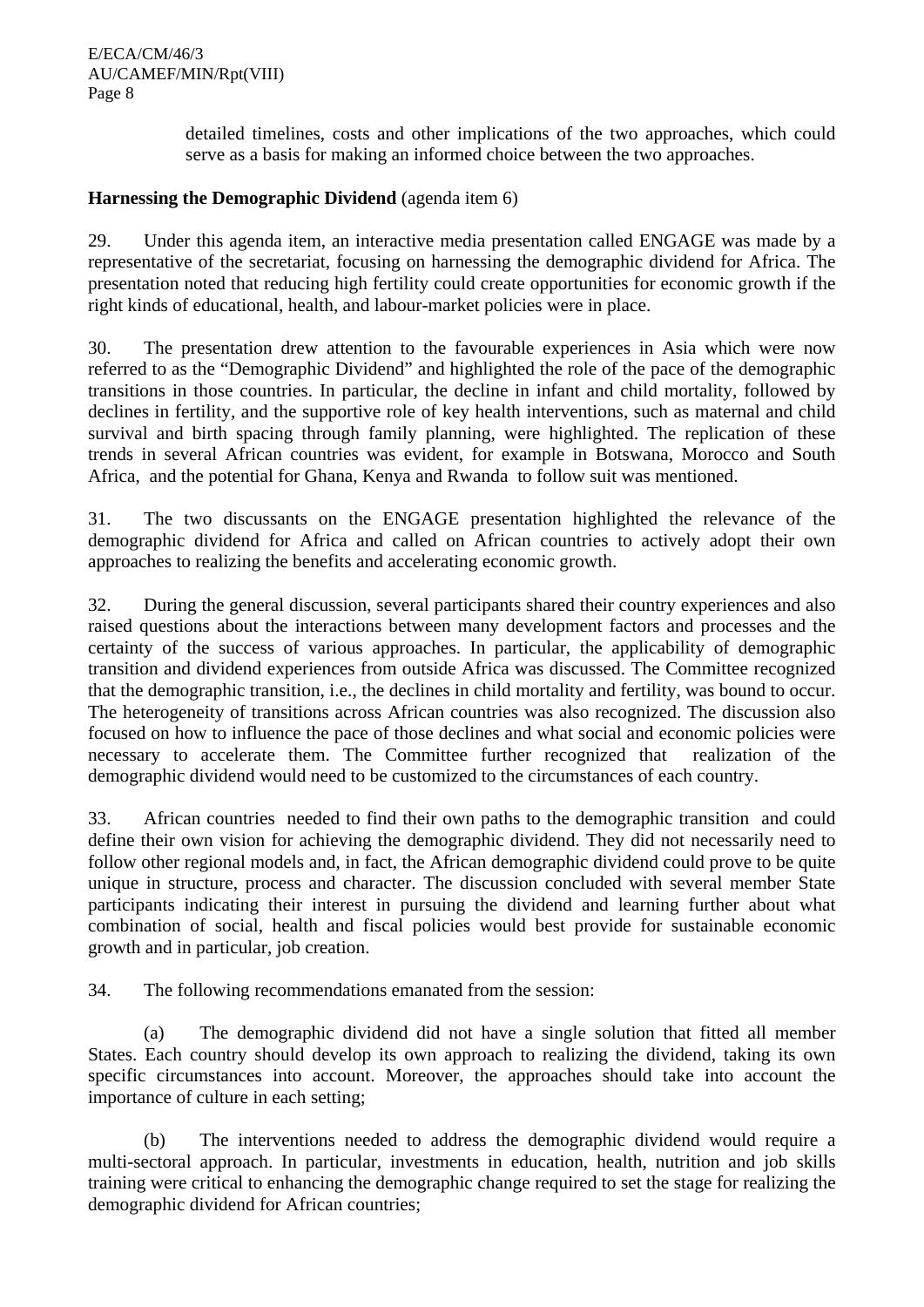detailed timelines, costs and other implications of the two approaches, which could serve as a basis for making an informed choice between the two approaches.

**Harnessing the Demographic Dividend** (agenda item 6)

29. Under this agenda item, an interactive media presentation called ENGAGE was made by a representative of the secretariat, focusing on harnessing the demographic dividend for Africa. The presentation noted that reducing high fertility could create opportunities for economic growth if the right kinds of educational, health, and labour-market policies were in place.

30. The presentation drew attention to the favourable experiences in Asia which were now referred to as the "Demographic Dividend" and highlighted the role of the pace of the demographic transitions in those countries. In particular, the decline in infant and child mortality, followed by declines in fertility, and the supportive role of key health interventions, such as maternal and child survival and birth spacing through family planning, were highlighted. The replication of these trends in several African countries was evident, for example in Botswana, Morocco and South Africa, and the potential for Ghana, Kenya and Rwanda to follow suit was mentioned.

31. The two discussants on the ENGAGE presentation highlighted the relevance of the demographic dividend for Africa and called on African countries to actively adopt their own approaches to realizing the benefits and accelerating economic growth.

32. During the general discussion, several participants shared their country experiences and also raised questions about the interactions between many development factors and processes and the certainty of the success of various approaches. In particular, the applicability of demographic transition and dividend experiences from outside Africa was discussed. The Committee recognized that the demographic transition, i.e., the declines in child mortality and fertility, was bound to occur. The heterogeneity of transitions across African countries was also recognized. The discussion also focused on how to influence the pace of those declines and what social and economic policies were necessary to accelerate them. The Committee further recognized that realization of the demographic dividend would need to be customized to the circumstances of each country.

33. African countries needed to find their own paths to the demographic transition and could define their own vision for achieving the demographic dividend. They did not necessarily need to follow other regional models and, in fact, the African demographic dividend could prove to be quite unique in structure, process and character. The discussion concluded with several member State participants indicating their interest in pursuing the dividend and learning further about what combination of social, health and fiscal policies would best provide for sustainable economic growth and in particular, job creation.

34. The following recommendations emanated from the session:

(a) The demographic dividend did not have a single solution that fitted all member States. Each country should develop its own approach to realizing the dividend, taking its own specific circumstances into account. Moreover, the approaches should take into account the importance of culture in each setting;

(b) The interventions needed to address the demographic dividend would require a multi-sectoral approach. In particular, investments in education, health, nutrition and job skills training were critical to enhancing the demographic change required to set the stage for realizing the demographic dividend for African countries;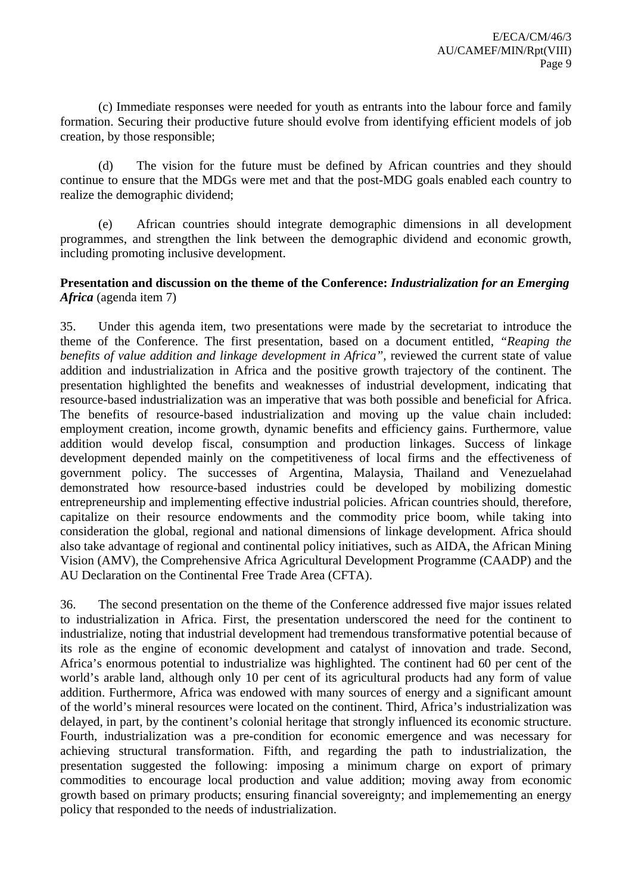(c) Immediate responses were needed for youth as entrants into the labour force and family formation. Securing their productive future should evolve from identifying efficient models of job creation, by those responsible;

(d) The vision for the future must be defined by African countries and they should continue to ensure that the MDGs were met and that the post-MDG goals enabled each country to realize the demographic dividend;

(e) African countries should integrate demographic dimensions in all development programmes, and strengthen the link between the demographic dividend and economic growth, including promoting inclusive development.

**Presentation and discussion on the theme of the Conference:** ***Industrialization for an Emerging Africa*** (agenda item 7)

35. Under this agenda item, two presentations were made by the secretariat to introduce the theme of the Conference. The first presentation, based on a document entitled, "*Reaping the benefits of value addition and linkage development in Africa*", reviewed the current state of value addition and industrialization in Africa and the positive growth trajectory of the continent. The presentation highlighted the benefits and weaknesses of industrial development, indicating that resource-based industrialization was an imperative that was both possible and beneficial for Africa. The benefits of resource-based industrialization and moving up the value chain included: employment creation, income growth, dynamic benefits and efficiency gains. Furthermore, value addition would develop fiscal, consumption and production linkages. Success of linkage development depended mainly on the competitiveness of local firms and the effectiveness of government policy. The successes of Argentina, Malaysia, Thailand and Venezuelahad demonstrated how resource-based industries could be developed by mobilizing domestic entrepreneurship and implementing effective industrial policies. African countries should, therefore, capitalize on their resource endowments and the commodity price boom, while taking into consideration the global, regional and national dimensions of linkage development. Africa should also take advantage of regional and continental policy initiatives, such as AIDA, the African Mining Vision (AMV), the Comprehensive Africa Agricultural Development Programme (CAADP) and the AU Declaration on the Continental Free Trade Area (CFTA).

36. The second presentation on the theme of the Conference addressed five major issues related to industrialization in Africa. First, the presentation underscored the need for the continent to industrialize, noting that industrial development had tremendous transformative potential because of its role as the engine of economic development and catalyst of innovation and trade. Second, Africa's enormous potential to industrialize was highlighted. The continent had 60 per cent of the world's arable land, although only 10 per cent of its agricultural products had any form of value addition. Furthermore, Africa was endowed with many sources of energy and a significant amount of the world's mineral resources were located on the continent. Third, Africa's industrialization was delayed, in part, by the continent's colonial heritage that strongly influenced its economic structure. Fourth, industrialization was a pre-condition for economic emergence and was necessary for achieving structural transformation. Fifth, and regarding the path to industrialization, the presentation suggested the following: imposing a minimum charge on export of primary commodities to encourage local production and value addition; moving away from economic growth based on primary products; ensuring financial sovereignty; and implemementing an energy policy that responded to the needs of industrialization.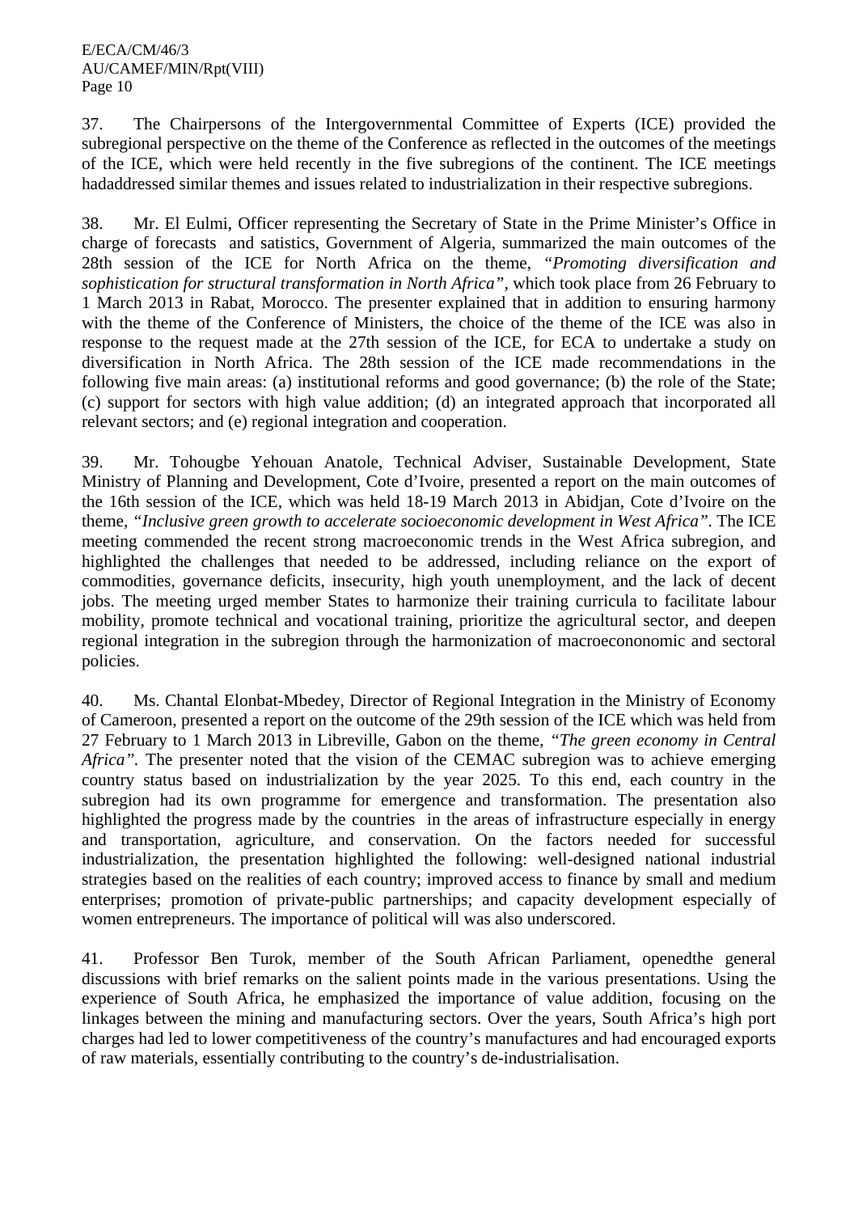37. The Chairpersons of the Intergovernmental Committee of Experts (ICE) provided the subregional perspective on the theme of the Conference as reflected in the outcomes of the meetings of the ICE, which were held recently in the five subregions of the continent. The ICE meetings hadaddressed similar themes and issues related to industrialization in their respective subregions.

38. Mr. El Eulmi, Officer representing the Secretary of State in the Prime Minister's Office in charge of forecasts and satistics, Government of Algeria, summarized the main outcomes of the 28th session of the ICE for North Africa on the theme, *"Promoting diversification and sophistication for structural transformation in North Africa"*, which took place from 26 February to 1 March 2013 in Rabat, Morocco. The presenter explained that in addition to ensuring harmony with the theme of the Conference of Ministers, the choice of the theme of the ICE was also in response to the request made at the 27th session of the ICE, for ECA to undertake a study on diversification in North Africa. The 28th session of the ICE made recommendations in the following five main areas: (a) institutional reforms and good governance; (b) the role of the State; (c) support for sectors with high value addition; (d) an integrated approach that incorporated all relevant sectors; and (e) regional integration and cooperation.

39. Mr. Tohougbe Yehouan Anatole, Technical Adviser, Sustainable Development, State Ministry of Planning and Development, Cote d'Ivoire, presented a report on the main outcomes of the 16th session of the ICE, which was held 18-19 March 2013 in Abidjan, Cote d'Ivoire on the theme, *"Inclusive green growth to accelerate socioeconomic development in West Africa"*. The ICE meeting commended the recent strong macroeconomic trends in the West Africa subregion, and highlighted the challenges that needed to be addressed, including reliance on the export of commodities, governance deficits, insecurity, high youth unemployment, and the lack of decent jobs. The meeting urged member States to harmonize their training curricula to facilitate labour mobility, promote technical and vocational training, prioritize the agricultural sector, and deepen regional integration in the subregion through the harmonization of macroecononomic and sectoral policies.

40. Ms. Chantal Elonbat-Mbedey, Director of Regional Integration in the Ministry of Economy of Cameroon, presented a report on the outcome of the 29th session of the ICE which was held from 27 February to 1 March 2013 in Libreville, Gabon on the theme, *"The green economy in Central Africa"*. The presenter noted that the vision of the CEMAC subregion was to achieve emerging country status based on industrialization by the year 2025. To this end, each country in the subregion had its own programme for emergence and transformation. The presentation also highlighted the progress made by the countries in the areas of infrastructure especially in energy and transportation, agriculture, and conservation. On the factors needed for successful industrialization, the presentation highlighted the following: well-designed national industrial strategies based on the realities of each country; improved access to finance by small and medium enterprises; promotion of private-public partnerships; and capacity development especially of women entrepreneurs. The importance of political will was also underscored.

41. Professor Ben Turok, member of the South African Parliament, openedthe general discussions with brief remarks on the salient points made in the various presentations. Using the experience of South Africa, he emphasized the importance of value addition, focusing on the linkages between the mining and manufacturing sectors. Over the years, South Africa's high port charges had led to lower competitiveness of the country's manufactures and had encouraged exports of raw materials, essentially contributing to the country's de-industrialisation.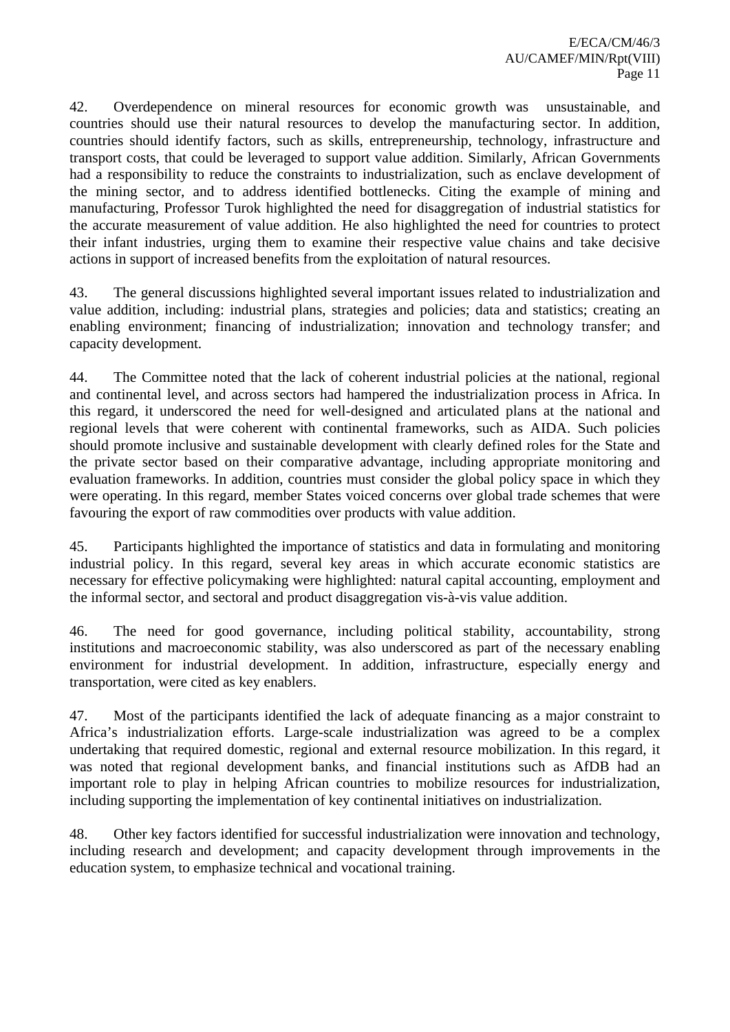42. Overdependence on mineral resources for economic growth was unsustainable, and countries should use their natural resources to develop the manufacturing sector. In addition, countries should identify factors, such as skills, entrepreneurship, technology, infrastructure and transport costs, that could be leveraged to support value addition. Similarly, African Governments had a responsibility to reduce the constraints to industrialization, such as enclave development of the mining sector, and to address identified bottlenecks. Citing the example of mining and manufacturing, Professor Turok highlighted the need for disaggregation of industrial statistics for the accurate measurement of value addition. He also highlighted the need for countries to protect their infant industries, urging them to examine their respective value chains and take decisive actions in support of increased benefits from the exploitation of natural resources.

43. The general discussions highlighted several important issues related to industrialization and value addition, including: industrial plans, strategies and policies; data and statistics; creating an enabling environment; financing of industrialization; innovation and technology transfer; and capacity development.

44. The Committee noted that the lack of coherent industrial policies at the national, regional and continental level, and across sectors had hampered the industrialization process in Africa. In this regard, it underscored the need for well-designed and articulated plans at the national and regional levels that were coherent with continental frameworks, such as AIDA. Such policies should promote inclusive and sustainable development with clearly defined roles for the State and the private sector based on their comparative advantage, including appropriate monitoring and evaluation frameworks. In addition, countries must consider the global policy space in which they were operating. In this regard, member States voiced concerns over global trade schemes that were favouring the export of raw commodities over products with value addition.

45. Participants highlighted the importance of statistics and data in formulating and monitoring industrial policy. In this regard, several key areas in which accurate economic statistics are necessary for effective policymaking were highlighted: natural capital accounting, employment and the informal sector, and sectoral and product disaggregation vis-à-vis value addition.

46. The need for good governance, including political stability, accountability, strong institutions and macroeconomic stability, was also underscored as part of the necessary enabling environment for industrial development. In addition, infrastructure, especially energy and transportation, were cited as key enablers.

47. Most of the participants identified the lack of adequate financing as a major constraint to Africa's industrialization efforts. Large-scale industrialization was agreed to be a complex undertaking that required domestic, regional and external resource mobilization. In this regard, it was noted that regional development banks, and financial institutions such as AfDB had an important role to play in helping African countries to mobilize resources for industrialization, including supporting the implementation of key continental initiatives on industrialization.

48. Other key factors identified for successful industrialization were innovation and technology, including research and development; and capacity development through improvements in the education system, to emphasize technical and vocational training.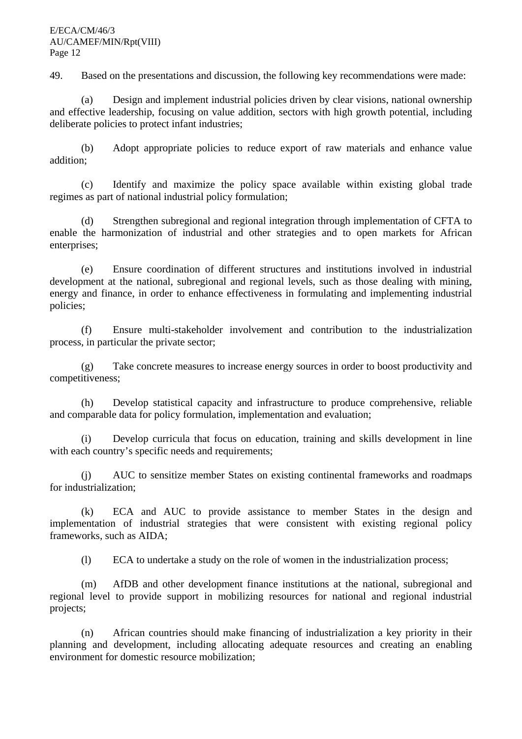49. Based on the presentations and discussion, the following key recommendations were made:

(a) Design and implement industrial policies driven by clear visions, national ownership and effective leadership, focusing on value addition, sectors with high growth potential, including deliberate policies to protect infant industries;

(b) Adopt appropriate policies to reduce export of raw materials and enhance value addition;

(c) Identify and maximize the policy space available within existing global trade regimes as part of national industrial policy formulation;

(d) Strengthen subregional and regional integration through implementation of CFTA to enable the harmonization of industrial and other strategies and to open markets for African enterprises;

(e) Ensure coordination of different structures and institutions involved in industrial development at the national, subregional and regional levels, such as those dealing with mining, energy and finance, in order to enhance effectiveness in formulating and implementing industrial policies;

(f) Ensure multi-stakeholder involvement and contribution to the industrialization process, in particular the private sector;

(g) Take concrete measures to increase energy sources in order to boost productivity and competitiveness;

(h) Develop statistical capacity and infrastructure to produce comprehensive, reliable and comparable data for policy formulation, implementation and evaluation;

(i) Develop curricula that focus on education, training and skills development in line with each country's specific needs and requirements;

(j) AUC to sensitize member States on existing continental frameworks and roadmaps for industrialization;

(k) ECA and AUC to provide assistance to member States in the design and implementation of industrial strategies that were consistent with existing regional policy frameworks, such as AIDA;

(l) ECA to undertake a study on the role of women in the industrialization process;

(m) AfDB and other development finance institutions at the national, subregional and regional level to provide support in mobilizing resources for national and regional industrial projects;

(n) African countries should make financing of industrialization a key priority in their planning and development, including allocating adequate resources and creating an enabling environment for domestic resource mobilization;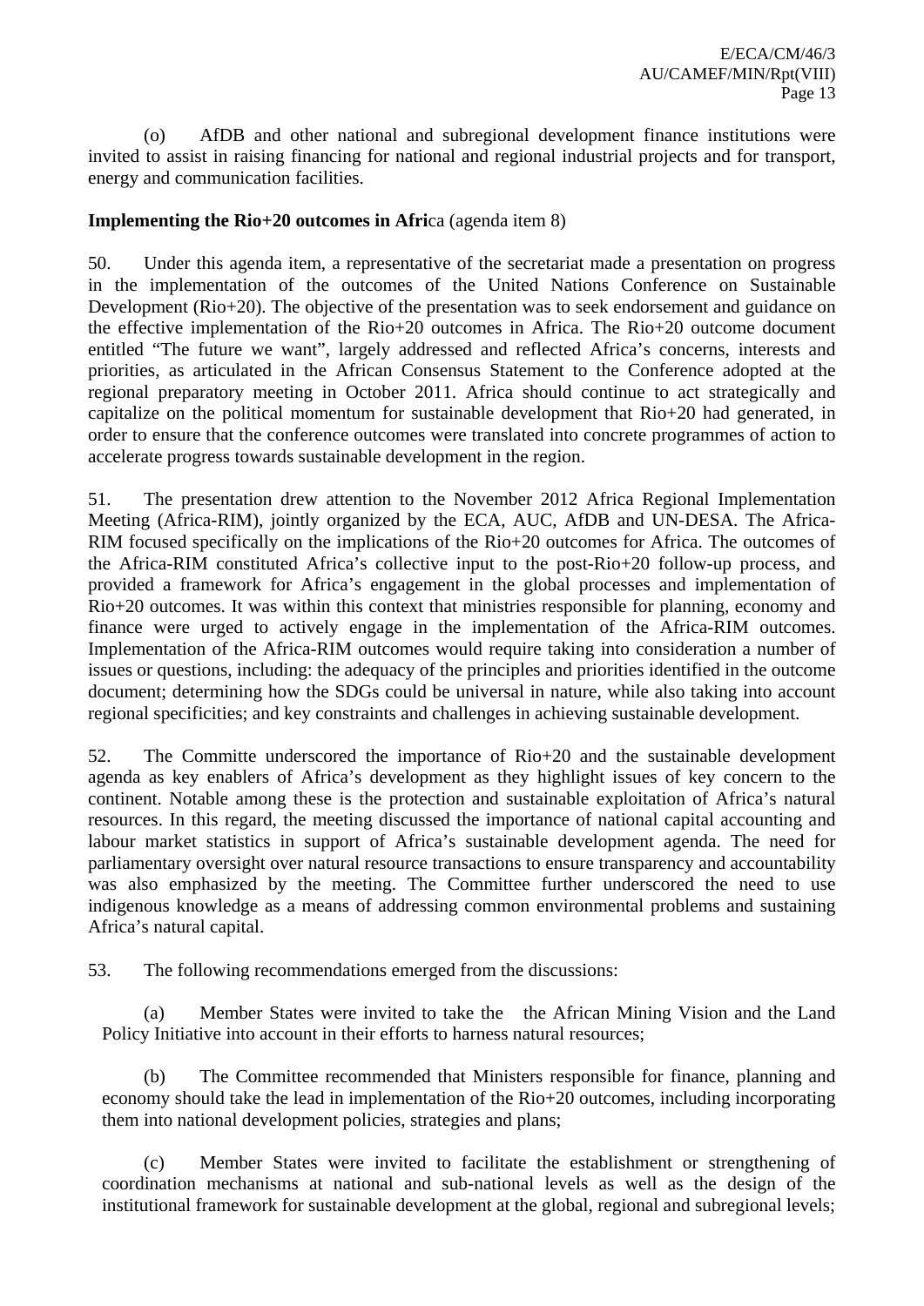(o) AfDB and other national and subregional development finance institutions were invited to assist in raising financing for national and regional industrial projects and for transport, energy and communication facilities.

**Implementing the Rio+20 outcomes in Afri**ca (agenda item 8)

50. Under this agenda item, a representative of the secretariat made a presentation on progress in the implementation of the outcomes of the United Nations Conference on Sustainable Development (Rio+20). The objective of the presentation was to seek endorsement and guidance on the effective implementation of the Rio+20 outcomes in Africa. The Rio+20 outcome document entitled "The future we want", largely addressed and reflected Africa's concerns, interests and priorities, as articulated in the African Consensus Statement to the Conference adopted at the regional preparatory meeting in October 2011. Africa should continue to act strategically and capitalize on the political momentum for sustainable development that Rio+20 had generated, in order to ensure that the conference outcomes were translated into concrete programmes of action to accelerate progress towards sustainable development in the region.

51. The presentation drew attention to the November 2012 Africa Regional Implementation Meeting (Africa-RIM), jointly organized by the ECA, AUC, AfDB and UN-DESA. The Africa-RIM focused specifically on the implications of the Rio+20 outcomes for Africa. The outcomes of the Africa-RIM constituted Africa's collective input to the post-Rio+20 follow-up process, and provided a framework for Africa's engagement in the global processes and implementation of Rio+20 outcomes. It was within this context that ministries responsible for planning, economy and finance were urged to actively engage in the implementation of the Africa-RIM outcomes. Implementation of the Africa-RIM outcomes would require taking into consideration a number of issues or questions, including: the adequacy of the principles and priorities identified in the outcome document; determining how the SDGs could be universal in nature, while also taking into account regional specificities; and key constraints and challenges in achieving sustainable development.

52. The Committe underscored the importance of Rio+20 and the sustainable development agenda as key enablers of Africa's development as they highlight issues of key concern to the continent. Notable among these is the protection and sustainable exploitation of Africa's natural resources. In this regard, the meeting discussed the importance of national capital accounting and labour market statistics in support of Africa's sustainable development agenda. The need for parliamentary oversight over natural resource transactions to ensure transparency and accountability was also emphasized by the meeting. The Committee further underscored the need to use indigenous knowledge as a means of addressing common environmental problems and sustaining Africa's natural capital.

53. The following recommendations emerged from the discussions:

(a) Member States were invited to take the the African Mining Vision and the Land Policy Initiative into account in their efforts to harness natural resources;

(b) The Committee recommended that Ministers responsible for finance, planning and economy should take the lead in implementation of the Rio+20 outcomes, including incorporating them into national development policies, strategies and plans;

(c) Member States were invited to facilitate the establishment or strengthening of coordination mechanisms at national and sub-national levels as well as the design of the institutional framework for sustainable development at the global, regional and subregional levels;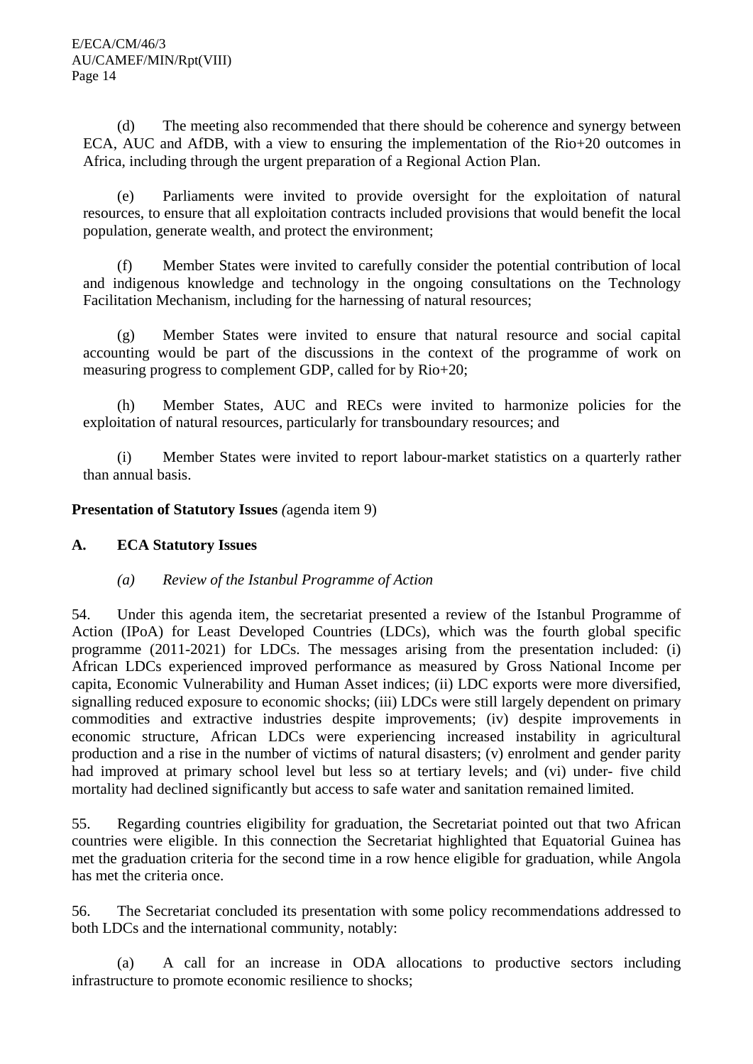(d) The meeting also recommended that there should be coherence and synergy between ECA, AUC and AfDB, with a view to ensuring the implementation of the Rio+20 outcomes in Africa, including through the urgent preparation of a Regional Action Plan.

(e) Parliaments were invited to provide oversight for the exploitation of natural resources, to ensure that all exploitation contracts included provisions that would benefit the local population, generate wealth, and protect the environment;

(f) Member States were invited to carefully consider the potential contribution of local and indigenous knowledge and technology in the ongoing consultations on the Technology Facilitation Mechanism, including for the harnessing of natural resources;

(g) Member States were invited to ensure that natural resource and social capital accounting would be part of the discussions in the context of the programme of work on measuring progress to complement GDP, called for by Rio+20;

(h) Member States, AUC and RECs were invited to harmonize policies for the exploitation of natural resources, particularly for transboundary resources; and

(i) Member States were invited to report labour-market statistics on a quarterly rather than annual basis.

**Presentation of Statutory Issues** *(*agenda item 9)

**A. ECA Statutory Issues**

*(a) Review of the Istanbul Programme of Action*

54. Under this agenda item, the secretariat presented a review of the Istanbul Programme of Action (IPoA) for Least Developed Countries (LDCs), which was the fourth global specific programme (2011-2021) for LDCs. The messages arising from the presentation included: (i) African LDCs experienced improved performance as measured by Gross National Income per capita, Economic Vulnerability and Human Asset indices; (ii) LDC exports were more diversified, signalling reduced exposure to economic shocks; (iii) LDCs were still largely dependent on primary commodities and extractive industries despite improvements; (iv) despite improvements in economic structure, African LDCs were experiencing increased instability in agricultural production and a rise in the number of victims of natural disasters; (v) enrolment and gender parity had improved at primary school level but less so at tertiary levels; and (vi) under- five child mortality had declined significantly but access to safe water and sanitation remained limited.

55. Regarding countries eligibility for graduation, the Secretariat pointed out that two African countries were eligible. In this connection the Secretariat highlighted that Equatorial Guinea has met the graduation criteria for the second time in a row hence eligible for graduation, while Angola has met the criteria once.

56. The Secretariat concluded its presentation with some policy recommendations addressed to both LDCs and the international community, notably:

(a) A call for an increase in ODA allocations to productive sectors including infrastructure to promote economic resilience to shocks;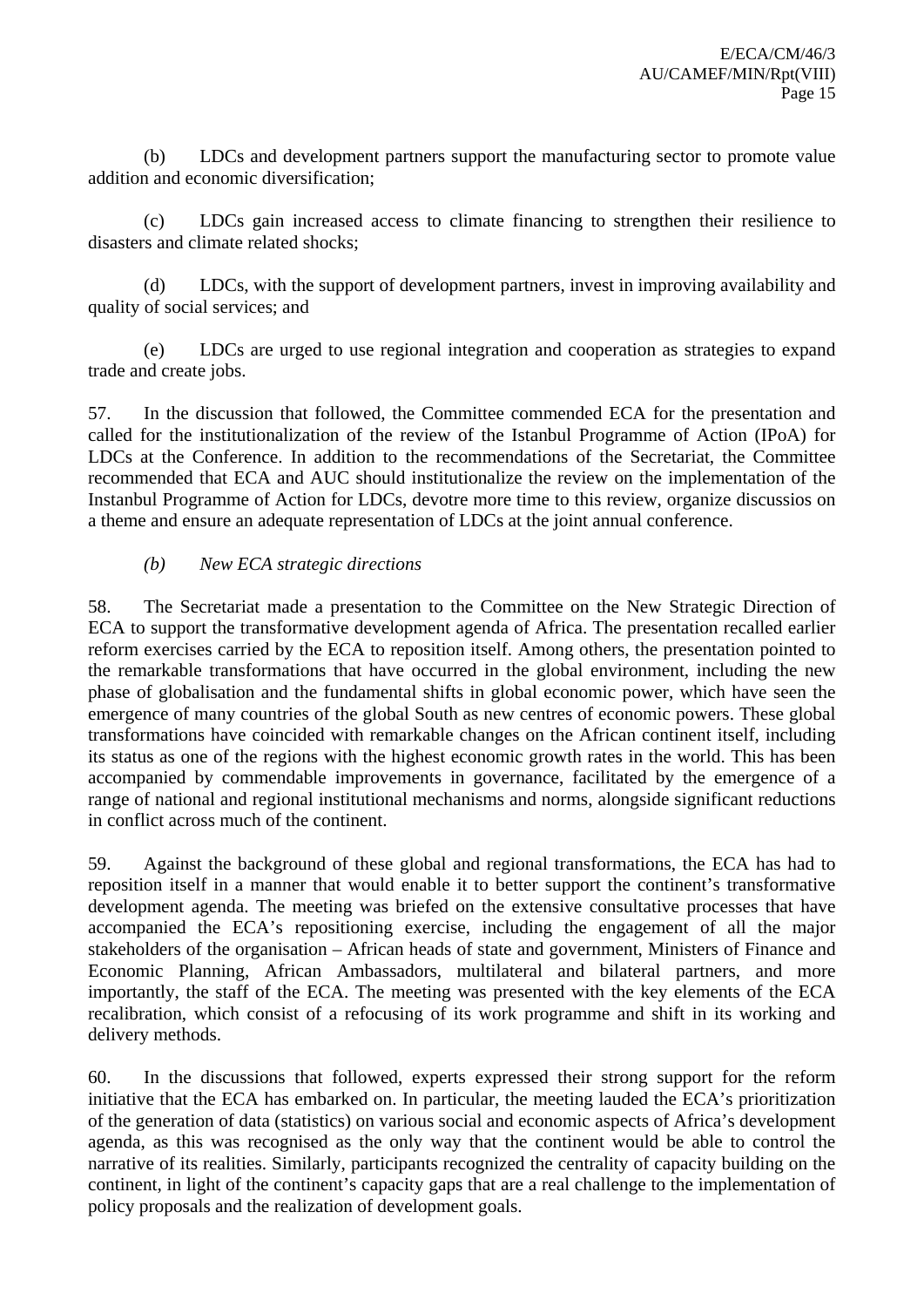(b) LDCs and development partners support the manufacturing sector to promote value addition and economic diversification;

(c) LDCs gain increased access to climate financing to strengthen their resilience to disasters and climate related shocks;

(d) LDCs, with the support of development partners, invest in improving availability and quality of social services; and

(e) LDCs are urged to use regional integration and cooperation as strategies to expand trade and create jobs.

57. In the discussion that followed, the Committee commended ECA for the presentation and called for the institutionalization of the review of the Istanbul Programme of Action (IPoA) for LDCs at the Conference. In addition to the recommendations of the Secretariat, the Committee recommended that ECA and AUC should institutionalize the review on the implementation of the Instanbul Programme of Action for LDCs, devotre more time to this review, organize discussios on a theme and ensure an adequate representation of LDCs at the joint annual conference.

*(b) New ECA strategic directions*

58. The Secretariat made a presentation to the Committee on the New Strategic Direction of ECA to support the transformative development agenda of Africa. The presentation recalled earlier reform exercises carried by the ECA to reposition itself. Among others, the presentation pointed to the remarkable transformations that have occurred in the global environment, including the new phase of globalisation and the fundamental shifts in global economic power, which have seen the emergence of many countries of the global South as new centres of economic powers. These global transformations have coincided with remarkable changes on the African continent itself, including its status as one of the regions with the highest economic growth rates in the world. This has been accompanied by commendable improvements in governance, facilitated by the emergence of a range of national and regional institutional mechanisms and norms, alongside significant reductions in conflict across much of the continent.

59. Against the background of these global and regional transformations, the ECA has had to reposition itself in a manner that would enable it to better support the continent's transformative development agenda. The meeting was briefed on the extensive consultative processes that have accompanied the ECA's repositioning exercise, including the engagement of all the major stakeholders of the organisation – African heads of state and government, Ministers of Finance and Economic Planning, African Ambassadors, multilateral and bilateral partners, and more importantly, the staff of the ECA. The meeting was presented with the key elements of the ECA recalibration, which consist of a refocusing of its work programme and shift in its working and delivery methods.

60. In the discussions that followed, experts expressed their strong support for the reform initiative that the ECA has embarked on. In particular, the meeting lauded the ECA's prioritization of the generation of data (statistics) on various social and economic aspects of Africa's development agenda, as this was recognised as the only way that the continent would be able to control the narrative of its realities. Similarly, participants recognized the centrality of capacity building on the continent, in light of the continent's capacity gaps that are a real challenge to the implementation of policy proposals and the realization of development goals.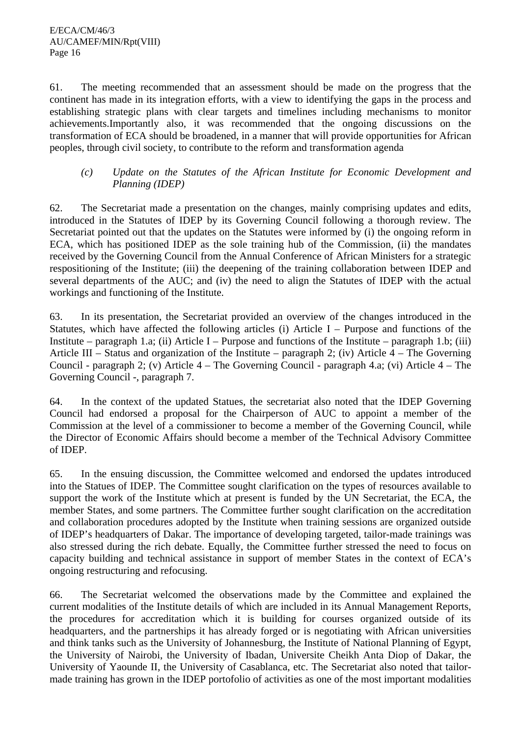61. The meeting recommended that an assessment should be made on the progress that the continent has made in its integration efforts, with a view to identifying the gaps in the process and establishing strategic plans with clear targets and timelines including mechanisms to monitor achievements.Importantly also, it was recommended that the ongoing discussions on the transformation of ECA should be broadened, in a manner that will provide opportunities for African peoples, through civil society, to contribute to the reform and transformation agenda

*(c) Update on the Statutes of the African Institute for Economic Development and Planning (IDEP)*

62. The Secretariat made a presentation on the changes, mainly comprising updates and edits, introduced in the Statutes of IDEP by its Governing Council following a thorough review. The Secretariat pointed out that the updates on the Statutes were informed by (i) the ongoing reform in ECA, which has positioned IDEP as the sole training hub of the Commission, (ii) the mandates received by the Governing Council from the Annual Conference of African Ministers for a strategic respositioning of the Institute; (iii) the deepening of the training collaboration between IDEP and several departments of the AUC; and (iv) the need to align the Statutes of IDEP with the actual workings and functioning of the Institute.

63. In its presentation, the Secretariat provided an overview of the changes introduced in the Statutes, which have affected the following articles (i) Article I – Purpose and functions of the Institute – paragraph 1.a; (ii) Article I – Purpose and functions of the Institute – paragraph 1.b; (iii) Article III – Status and organization of the Institute – paragraph 2; (iv) Article 4 – The Governing Council - paragraph 2; (v) Article 4 – The Governing Council - paragraph 4.a; (vi) Article 4 – The Governing Council -, paragraph 7.

64. In the context of the updated Statues, the secretariat also noted that the IDEP Governing Council had endorsed a proposal for the Chairperson of AUC to appoint a member of the Commission at the level of a commissioner to become a member of the Governing Council, while the Director of Economic Affairs should become a member of the Technical Advisory Committee of IDEP.

65. In the ensuing discussion, the Committee welcomed and endorsed the updates introduced into the Statues of IDEP. The Committee sought clarification on the types of resources available to support the work of the Institute which at present is funded by the UN Secretariat, the ECA, the member States, and some partners. The Committee further sought clarification on the accreditation and collaboration procedures adopted by the Institute when training sessions are organized outside of IDEP's headquarters of Dakar. The importance of developing targeted, tailor-made trainings was also stressed during the rich debate. Equally, the Committee further stressed the need to focus on capacity building and technical assistance in support of member States in the context of ECA's ongoing restructuring and refocusing.

66. The Secretariat welcomed the observations made by the Committee and explained the current modalities of the Institute details of which are included in its Annual Management Reports, the procedures for accreditation which it is building for courses organized outside of its headquarters, and the partnerships it has already forged or is negotiating with African universities and think tanks such as the University of Johannesburg, the Institute of National Planning of Egypt, the University of Nairobi, the University of Ibadan, Universite Cheikh Anta Diop of Dakar, the University of Yaounde II, the University of Casablanca, etc. The Secretariat also noted that tailor-made training has grown in the IDEP portofolio of activities as one of the most important modalities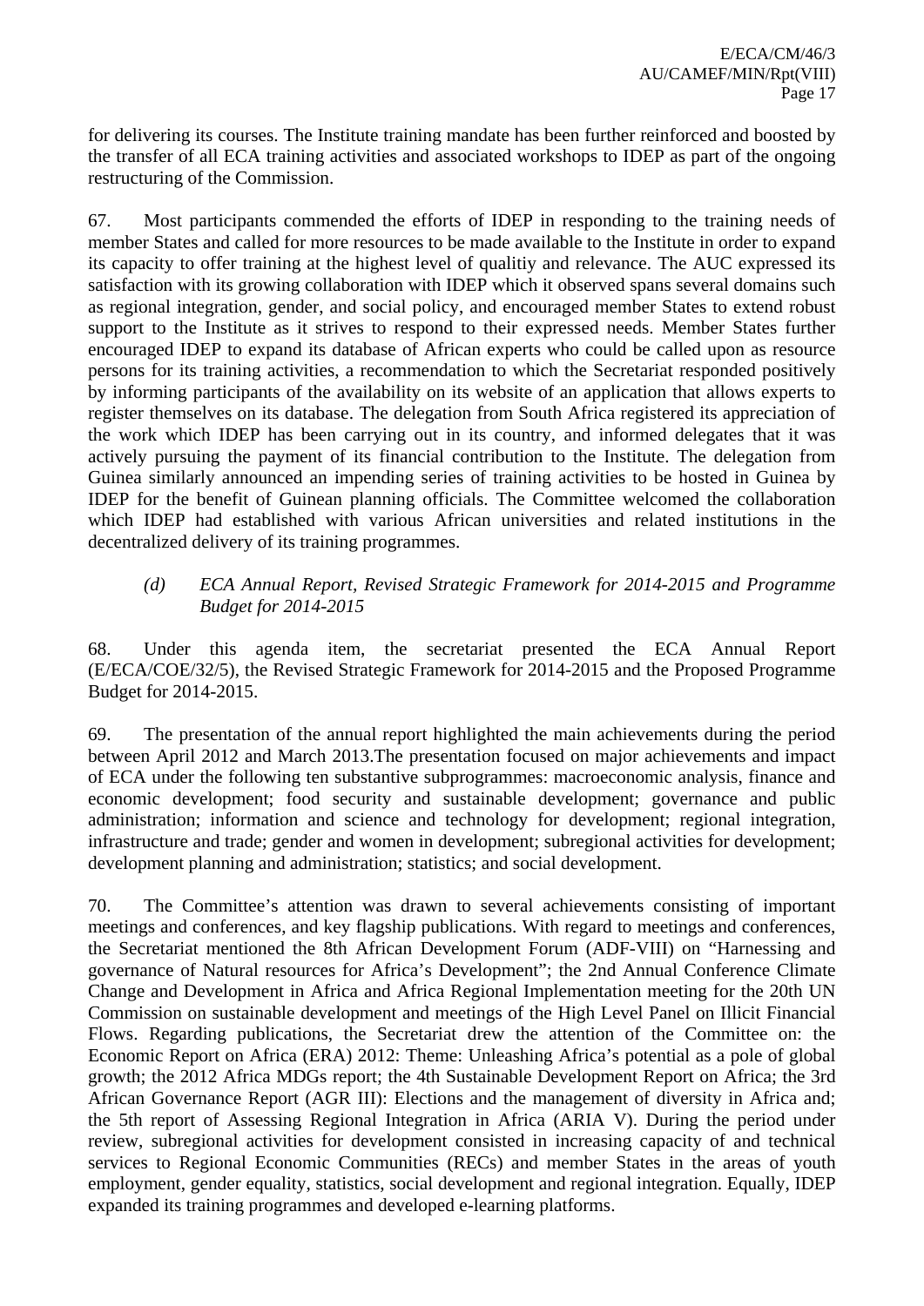for delivering its courses. The Institute training mandate has been further reinforced and boosted by the transfer of all ECA training activities and associated workshops to IDEP as part of the ongoing restructuring of the Commission.

67. Most participants commended the efforts of IDEP in responding to the training needs of member States and called for more resources to be made available to the Institute in order to expand its capacity to offer training at the highest level of qualitiy and relevance. The AUC expressed its satisfaction with its growing collaboration with IDEP which it observed spans several domains such as regional integration, gender, and social policy, and encouraged member States to extend robust support to the Institute as it strives to respond to their expressed needs. Member States further encouraged IDEP to expand its database of African experts who could be called upon as resource persons for its training activities, a recommendation to which the Secretariat responded positively by informing participants of the availability on its website of an application that allows experts to register themselves on its database. The delegation from South Africa registered its appreciation of the work which IDEP has been carrying out in its country, and informed delegates that it was actively pursuing the payment of its financial contribution to the Institute. The delegation from Guinea similarly announced an impending series of training activities to be hosted in Guinea by IDEP for the benefit of Guinean planning officials. The Committee welcomed the collaboration which IDEP had established with various African universities and related institutions in the decentralized delivery of its training programmes.

*(d) ECA Annual Report, Revised Strategic Framework for 2014-2015 and Programme Budget for 2014-2015*

68. Under this agenda item, the secretariat presented the ECA Annual Report (E/ECA/COE/32/5), the Revised Strategic Framework for 2014-2015 and the Proposed Programme Budget for 2014-2015.

69. The presentation of the annual report highlighted the main achievements during the period between April 2012 and March 2013.The presentation focused on major achievements and impact of ECA under the following ten substantive subprogrammes: macroeconomic analysis, finance and economic development; food security and sustainable development; governance and public administration; information and science and technology for development; regional integration, infrastructure and trade; gender and women in development; subregional activities for development; development planning and administration; statistics; and social development.

70. The Committee's attention was drawn to several achievements consisting of important meetings and conferences, and key flagship publications. With regard to meetings and conferences, the Secretariat mentioned the 8th African Development Forum (ADF-VIII) on "Harnessing and governance of Natural resources for Africa's Development"; the 2nd Annual Conference Climate Change and Development in Africa and Africa Regional Implementation meeting for the 20th UN Commission on sustainable development and meetings of the High Level Panel on Illicit Financial Flows. Regarding publications, the Secretariat drew the attention of the Committee on: the Economic Report on Africa (ERA) 2012: Theme: Unleashing Africa's potential as a pole of global growth; the 2012 Africa MDGs report; the 4th Sustainable Development Report on Africa; the 3rd African Governance Report (AGR III): Elections and the management of diversity in Africa and; the 5th report of Assessing Regional Integration in Africa (ARIA V). During the period under review, subregional activities for development consisted in increasing capacity of and technical services to Regional Economic Communities (RECs) and member States in the areas of youth employment, gender equality, statistics, social development and regional integration. Equally, IDEP expanded its training programmes and developed e-learning platforms.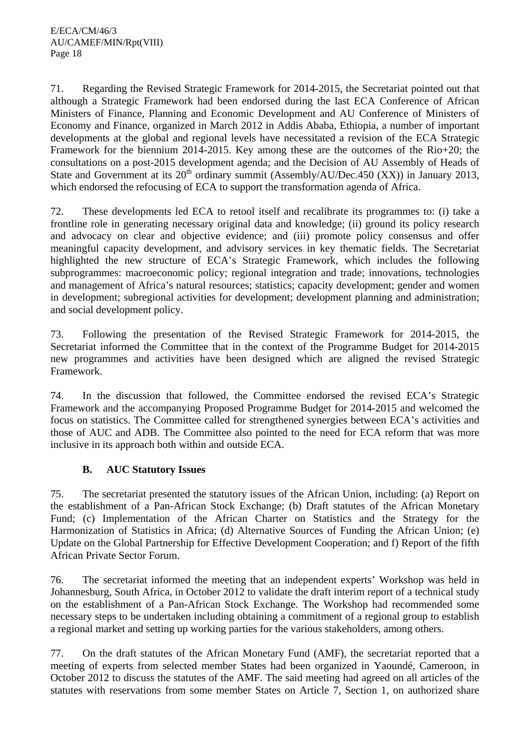71. Regarding the Revised Strategic Framework for 2014-2015, the Secretariat pointed out that although a Strategic Framework had been endorsed during the last ECA Conference of African Ministers of Finance, Planning and Economic Development and AU Conference of Ministers of Economy and Finance, organized in March 2012 in Addis Ababa, Ethiopia, a number of important developments at the global and regional levels have necessitated a revision of the ECA Strategic Framework for the biennium 2014-2015. Key among these are the outcomes of the Rio+20; the consultations on a post-2015 development agenda; and the Decision of AU Assembly of Heads of State and Government at its 20th ordinary summit (Assembly/AU/Dec.450 (XX)) in January 2013, which endorsed the refocusing of ECA to support the transformation agenda of Africa.

72. These developments led ECA to retool itself and recalibrate its programmes to: (i) take a frontline role in generating necessary original data and knowledge; (ii) ground its policy research and advocacy on clear and objective evidence; and (iii) promote policy consensus and offer meaningful capacity development, and advisory services in key thematic fields. The Secretariat highlighted the new structure of ECA's Strategic Framework, which includes the following subprogrammes: macroeconomic policy; regional integration and trade; innovations, technologies and management of Africa's natural resources; statistics; capacity development; gender and women in development; subregional activities for development; development planning and administration; and social development policy.

73. Following the presentation of the Revised Strategic Framework for 2014-2015, the Secretariat informed the Committee that in the context of the Programme Budget for 2014-2015 new programmes and activities have been designed which are aligned the revised Strategic Framework.

74. In the discussion that followed, the Committee endorsed the revised ECA's Strategic Framework and the accompanying Proposed Programme Budget for 2014-2015 and welcomed the focus on statistics. The Committee called for strengthened synergies between ECA's activities and those of AUC and ADB. The Committee also pointed to the need for ECA reform that was more inclusive in its approach both within and outside ECA.

### B. AUC Statutory Issues

75. The secretariat presented the statutory issues of the African Union, including: (a) Report on the establishment of a Pan-African Stock Exchange; (b) Draft statutes of the African Monetary Fund; (c) Implementation of the African Charter on Statistics and the Strategy for the Harmonization of Statistics in Africa; (d) Alternative Sources of Funding the African Union; (e) Update on the Global Partnership for Effective Development Cooperation; and f) Report of the fifth African Private Sector Forum.

76. The secretariat informed the meeting that an independent experts' Workshop was held in Johannesburg, South Africa, in October 2012 to validate the draft interim report of a technical study on the establishment of a Pan-African Stock Exchange. The Workshop had recommended some necessary steps to be undertaken including obtaining a commitment of a regional group to establish a regional market and setting up working parties for the various stakeholders, among others.

77. On the draft statutes of the African Monetary Fund (AMF), the secretariat reported that a meeting of experts from selected member States had been organized in Yaoundé, Cameroon, in October 2012 to discuss the statutes of the AMF. The said meeting had agreed on all articles of the statutes with reservations from some member States on Article 7, Section 1, on authorized share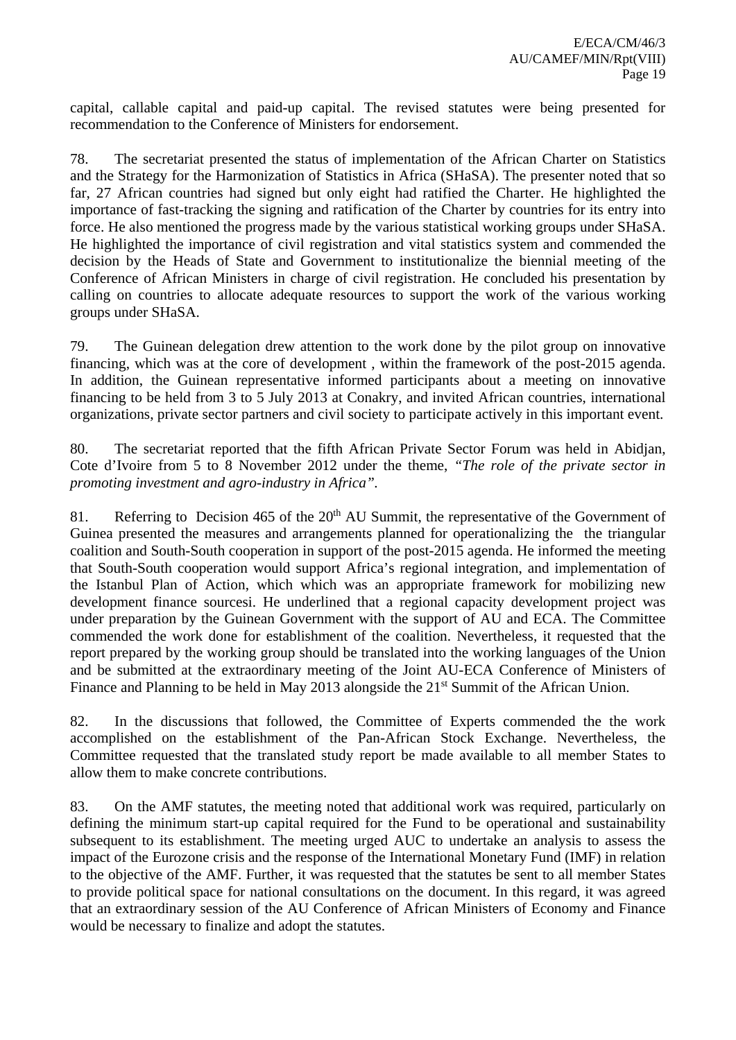capital, callable capital and paid-up capital. The revised statutes were being presented for recommendation to the Conference of Ministers for endorsement.

78. The secretariat presented the status of implementation of the African Charter on Statistics and the Strategy for the Harmonization of Statistics in Africa (SHaSA). The presenter noted that so far, 27 African countries had signed but only eight had ratified the Charter. He highlighted the importance of fast-tracking the signing and ratification of the Charter by countries for its entry into force. He also mentioned the progress made by the various statistical working groups under SHaSA. He highlighted the importance of civil registration and vital statistics system and commended the decision by the Heads of State and Government to institutionalize the biennial meeting of the Conference of African Ministers in charge of civil registration. He concluded his presentation by calling on countries to allocate adequate resources to support the work of the various working groups under SHaSA.

79. The Guinean delegation drew attention to the work done by the pilot group on innovative financing, which was at the core of development , within the framework of the post-2015 agenda. In addition, the Guinean representative informed participants about a meeting on innovative financing to be held from 3 to 5 July 2013 at Conakry, and invited African countries, international organizations, private sector partners and civil society to participate actively in this important event.

80. The secretariat reported that the fifth African Private Sector Forum was held in Abidjan, Cote d'Ivoire from 5 to 8 November 2012 under the theme, *"The role of the private sector in promoting investment and agro-industry in Africa"*.

81. Referring to Decision 465 of the 20th AU Summit, the representative of the Government of Guinea presented the measures and arrangements planned for operationalizing the the triangular coalition and South-South cooperation in support of the post-2015 agenda. He informed the meeting that South-South cooperation would support Africa's regional integration, and implementation of the Istanbul Plan of Action, which which was an appropriate framework for mobilizing new development finance sourcesi. He underlined that a regional capacity development project was under preparation by the Guinean Government with the support of AU and ECA. The Committee commended the work done for establishment of the coalition. Nevertheless, it requested that the report prepared by the working group should be translated into the working languages of the Union and be submitted at the extraordinary meeting of the Joint AU-ECA Conference of Ministers of Finance and Planning to be held in May 2013 alongside the 21st Summit of the African Union.

82. In the discussions that followed, the Committee of Experts commended the the work accomplished on the establishment of the Pan-African Stock Exchange. Nevertheless, the Committee requested that the translated study report be made available to all member States to allow them to make concrete contributions.

83. On the AMF statutes, the meeting noted that additional work was required, particularly on defining the minimum start-up capital required for the Fund to be operational and sustainability subsequent to its establishment. The meeting urged AUC to undertake an analysis to assess the impact of the Eurozone crisis and the response of the International Monetary Fund (IMF) in relation to the objective of the AMF. Further, it was requested that the statutes be sent to all member States to provide political space for national consultations on the document. In this regard, it was agreed that an extraordinary session of the AU Conference of African Ministers of Economy and Finance would be necessary to finalize and adopt the statutes.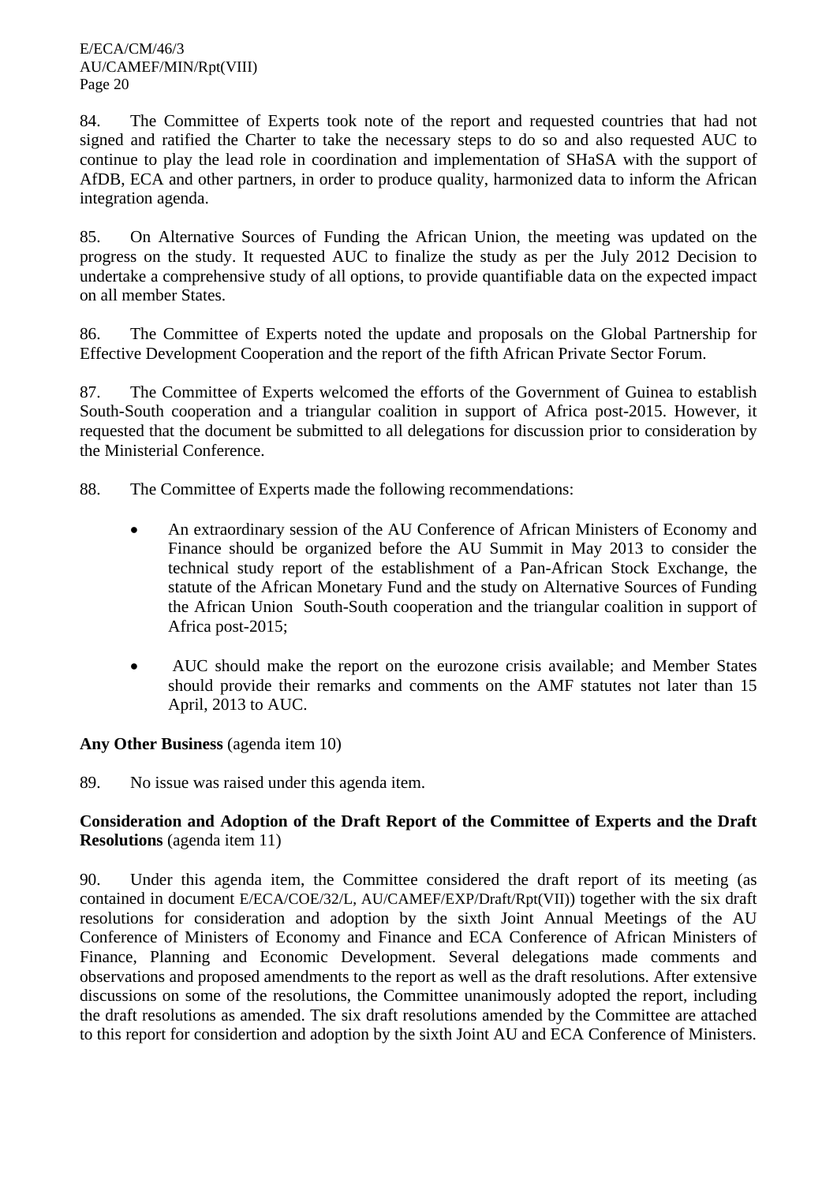84. The Committee of Experts took note of the report and requested countries that had not signed and ratified the Charter to take the necessary steps to do so and also requested AUC to continue to play the lead role in coordination and implementation of SHaSA with the support of AfDB, ECA and other partners, in order to produce quality, harmonized data to inform the African integration agenda.

85. On Alternative Sources of Funding the African Union, the meeting was updated on the progress on the study. It requested AUC to finalize the study as per the July 2012 Decision to undertake a comprehensive study of all options, to provide quantifiable data on the expected impact on all member States.

86. The Committee of Experts noted the update and proposals on the Global Partnership for Effective Development Cooperation and the report of the fifth African Private Sector Forum.

87. The Committee of Experts welcomed the efforts of the Government of Guinea to establish South-South cooperation and a triangular coalition in support of Africa post-2015. However, it requested that the document be submitted to all delegations for discussion prior to consideration by the Ministerial Conference.

88. The Committee of Experts made the following recommendations:

- An extraordinary session of the AU Conference of African Ministers of Economy and Finance should be organized before the AU Summit in May 2013 to consider the technical study report of the establishment of a Pan-African Stock Exchange, the statute of the African Monetary Fund and the study on Alternative Sources of Funding the African Union South-South cooperation and the triangular coalition in support of Africa post-2015;

- AUC should make the report on the eurozone crisis available; and Member States should provide their remarks and comments on the AMF statutes not later than 15 April, 2013 to AUC.

**Any Other Business** (agenda item 10)

89. No issue was raised under this agenda item.

**Consideration and Adoption of the Draft Report of the Committee of Experts and the Draft Resolutions** (agenda item 11)

90. Under this agenda item, the Committee considered the draft report of its meeting (as contained in document E/ECA/COE/32/L, AU/CAMEF/EXP/Draft/Rpt(VII)) together with the six draft resolutions for consideration and adoption by the sixth Joint Annual Meetings of the AU Conference of Ministers of Economy and Finance and ECA Conference of African Ministers of Finance, Planning and Economic Development. Several delegations made comments and observations and proposed amendments to the report as well as the draft resolutions. After extensive discussions on some of the resolutions, the Committee unanimously adopted the report, including the draft resolutions as amended. The six draft resolutions amended by the Committee are attached to this report for considertion and adoption by the sixth Joint AU and ECA Conference of Ministers.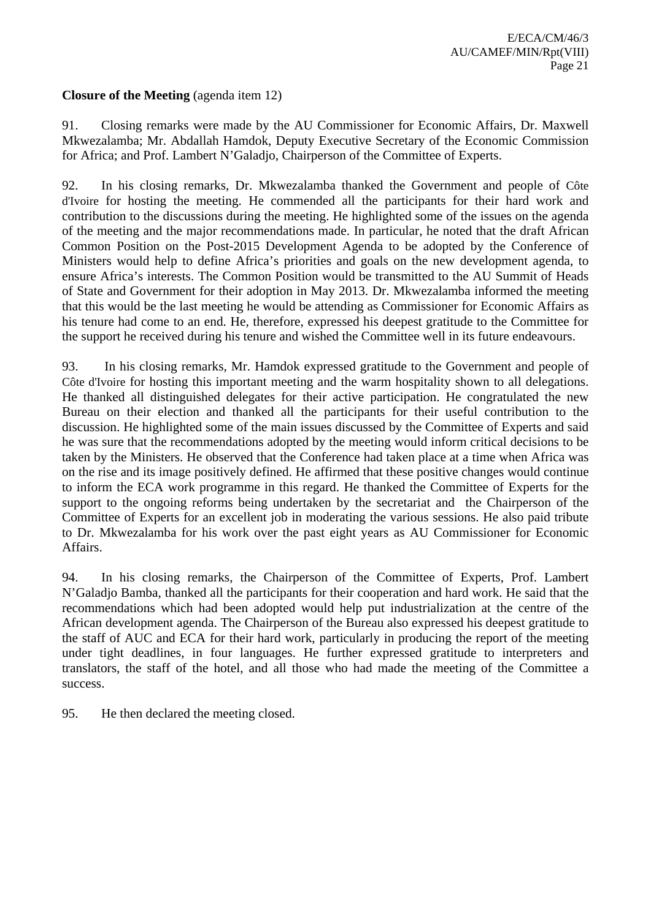**Closure of the Meeting** (agenda item 12)

91. Closing remarks were made by the AU Commissioner for Economic Affairs, Dr. Maxwell Mkwezalamba; Mr. Abdallah Hamdok, Deputy Executive Secretary of the Economic Commission for Africa; and Prof. Lambert N'Galadjo, Chairperson of the Committee of Experts.

92. In his closing remarks, Dr. Mkwezalamba thanked the Government and people of Côte d'Ivoire for hosting the meeting. He commended all the participants for their hard work and contribution to the discussions during the meeting. He highlighted some of the issues on the agenda of the meeting and the major recommendations made. In particular, he noted that the draft African Common Position on the Post-2015 Development Agenda to be adopted by the Conference of Ministers would help to define Africa's priorities and goals on the new development agenda, to ensure Africa's interests. The Common Position would be transmitted to the AU Summit of Heads of State and Government for their adoption in May 2013. Dr. Mkwezalamba informed the meeting that this would be the last meeting he would be attending as Commissioner for Economic Affairs as his tenure had come to an end. He, therefore, expressed his deepest gratitude to the Committee for the support he received during his tenure and wished the Committee well in its future endeavours.

93. In his closing remarks, Mr. Hamdok expressed gratitude to the Government and people of Côte d'Ivoire for hosting this important meeting and the warm hospitality shown to all delegations. He thanked all distinguished delegates for their active participation. He congratulated the new Bureau on their election and thanked all the participants for their useful contribution to the discussion. He highlighted some of the main issues discussed by the Committee of Experts and said he was sure that the recommendations adopted by the meeting would inform critical decisions to be taken by the Ministers. He observed that the Conference had taken place at a time when Africa was on the rise and its image positively defined. He affirmed that these positive changes would continue to inform the ECA work programme in this regard. He thanked the Committee of Experts for the support to the ongoing reforms being undertaken by the secretariat and the Chairperson of the Committee of Experts for an excellent job in moderating the various sessions. He also paid tribute to Dr. Mkwezalamba for his work over the past eight years as AU Commissioner for Economic Affairs.

94. In his closing remarks, the Chairperson of the Committee of Experts, Prof. Lambert N'Galadjo Bamba, thanked all the participants for their cooperation and hard work. He said that the recommendations which had been adopted would help put industrialization at the centre of the African development agenda. The Chairperson of the Bureau also expressed his deepest gratitude to the staff of AUC and ECA for their hard work, particularly in producing the report of the meeting under tight deadlines, in four languages. He further expressed gratitude to interpreters and translators, the staff of the hotel, and all those who had made the meeting of the Committee a success.

95. He then declared the meeting closed.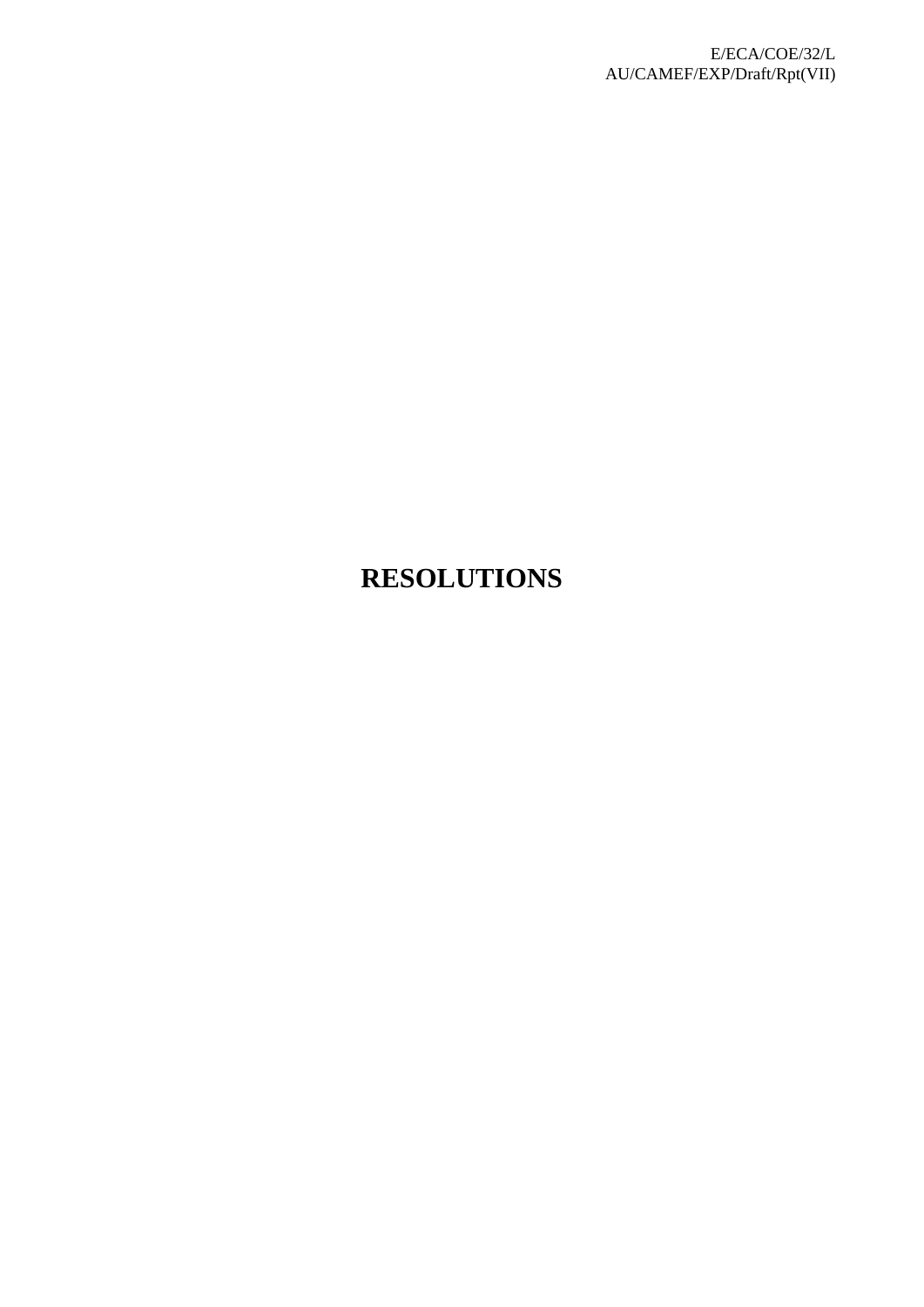# RESOLUTIONS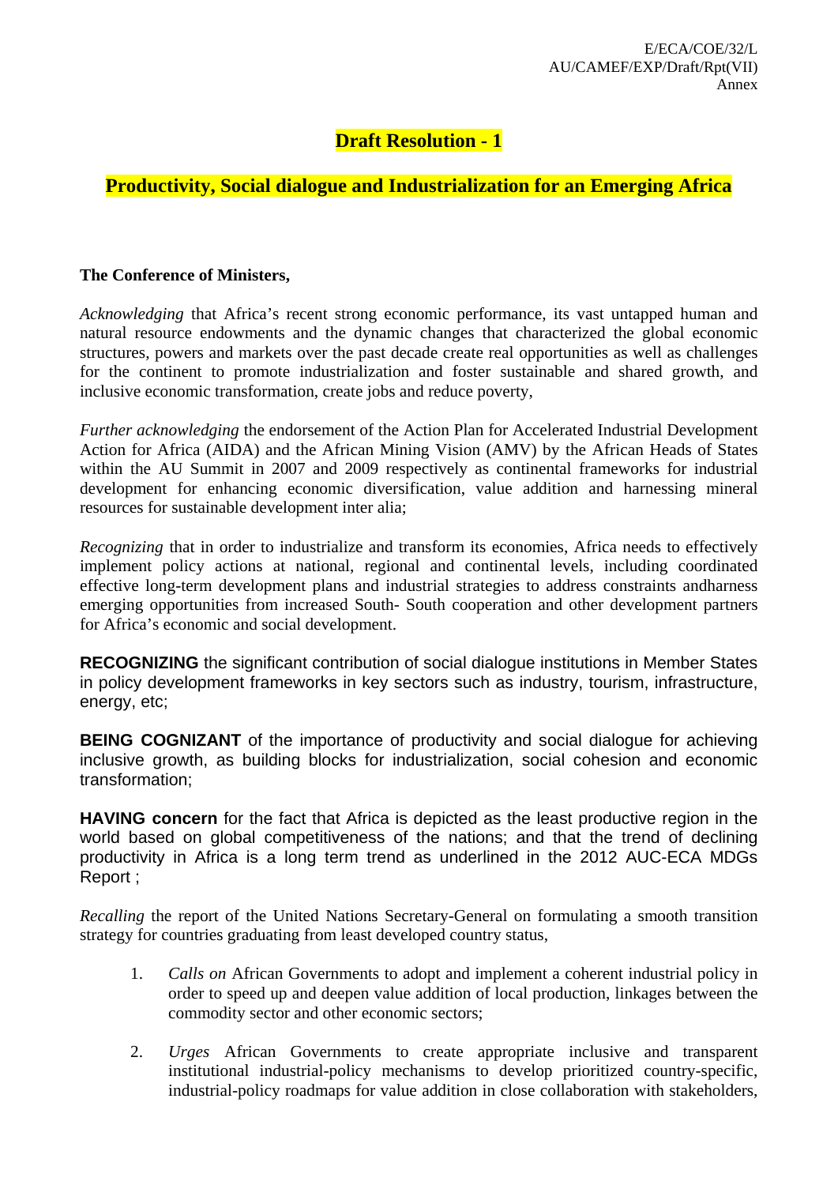E/ECA/COE/32/L
AU/CAMEF/EXP/Draft/Rpt(VII)
Annex

# Draft Resolution - 1

## Productivity, Social dialogue and Industrialization for an Emerging Africa

**The Conference of Ministers,**

*Acknowledging* that Africa's recent strong economic performance, its vast untapped human and natural resource endowments and the dynamic changes that characterized the global economic structures, powers and markets over the past decade create real opportunities as well as challenges for the continent to promote industrialization and foster sustainable and shared growth, and inclusive economic transformation, create jobs and reduce poverty,

*Further acknowledging* the endorsement of the Action Plan for Accelerated Industrial Development Action for Africa (AIDA) and the African Mining Vision (AMV) by the African Heads of States within the AU Summit in 2007 and 2009 respectively as continental frameworks for industrial development for enhancing economic diversification, value addition and harnessing mineral resources for sustainable development inter alia;

*Recognizing* that in order to industrialize and transform its economies, Africa needs to effectively implement policy actions at national, regional and continental levels, including coordinated effective long-term development plans and industrial strategies to address constraints andharness emerging opportunities from increased South- South cooperation and other development partners for Africa's economic and social development.

**RECOGNIZING** the significant contribution of social dialogue institutions in Member States in policy development frameworks in key sectors such as industry, tourism, infrastructure, energy, etc;

**BEING COGNIZANT** of the importance of productivity and social dialogue for achieving inclusive growth, as building blocks for industrialization, social cohesion and economic transformation;

**HAVING concern** for the fact that Africa is depicted as the least productive region in the world based on global competitiveness of the nations; and that the trend of declining productivity in Africa is a long term trend as underlined in the 2012 AUC-ECA MDGs Report ;

*Recalling* the report of the United Nations Secretary-General on formulating a smooth transition strategy for countries graduating from least developed country status,

1. *Calls on* African Governments to adopt and implement a coherent industrial policy in order to speed up and deepen value addition of local production, linkages between the commodity sector and other economic sectors;

2. *Urges* African Governments to create appropriate inclusive and transparent institutional industrial-policy mechanisms to develop prioritized country-specific, industrial-policy roadmaps for value addition in close collaboration with stakeholders,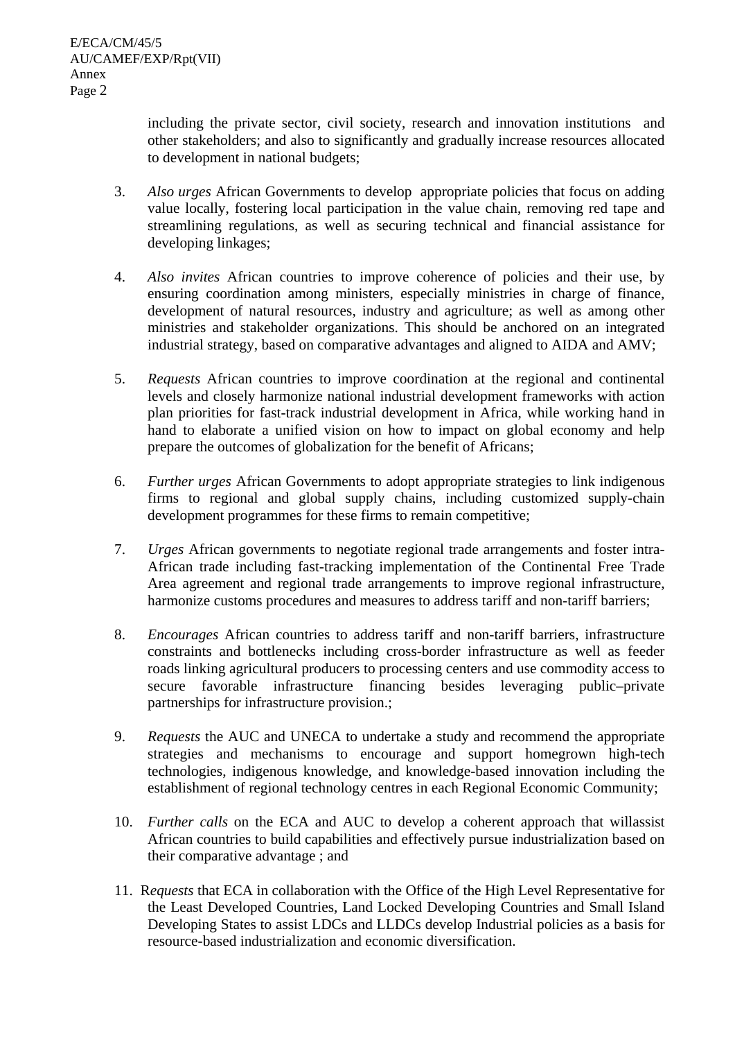including the private sector, civil society, research and innovation institutions and other stakeholders; and also to significantly and gradually increase resources allocated to development in national budgets;

3. *Also urges* African Governments to develop appropriate policies that focus on adding value locally, fostering local participation in the value chain, removing red tape and streamlining regulations, as well as securing technical and financial assistance for developing linkages;

4. *Also invites* African countries to improve coherence of policies and their use, by ensuring coordination among ministers, especially ministries in charge of finance, development of natural resources, industry and agriculture; as well as among other ministries and stakeholder organizations. This should be anchored on an integrated industrial strategy, based on comparative advantages and aligned to AIDA and AMV;

5. *Requests* African countries to improve coordination at the regional and continental levels and closely harmonize national industrial development frameworks with action plan priorities for fast-track industrial development in Africa, while working hand in hand to elaborate a unified vision on how to impact on global economy and help prepare the outcomes of globalization for the benefit of Africans;

6. *Further urges* African Governments to adopt appropriate strategies to link indigenous firms to regional and global supply chains, including customized supply-chain development programmes for these firms to remain competitive;

7. *Urges* African governments to negotiate regional trade arrangements and foster intra-African trade including fast-tracking implementation of the Continental Free Trade Area agreement and regional trade arrangements to improve regional infrastructure, harmonize customs procedures and measures to address tariff and non-tariff barriers;

8. *Encourages* African countries to address tariff and non-tariff barriers, infrastructure constraints and bottlenecks including cross-border infrastructure as well as feeder roads linking agricultural producers to processing centers and use commodity access to secure favorable infrastructure financing besides leveraging public–private partnerships for infrastructure provision.;

9. *Requests* the AUC and UNECA to undertake a study and recommend the appropriate strategies and mechanisms to encourage and support homegrown high-tech technologies, indigenous knowledge, and knowledge-based innovation including the establishment of regional technology centres in each Regional Economic Community;

10. *Further calls* on the ECA and AUC to develop a coherent approach that willassist African countries to build capabilities and effectively pursue industrialization based on their comparative advantage ; and

11. R*equests* that ECA in collaboration with the Office of the High Level Representative for the Least Developed Countries, Land Locked Developing Countries and Small Island Developing States to assist LDCs and LLDCs develop Industrial policies as a basis for resource-based industrialization and economic diversification.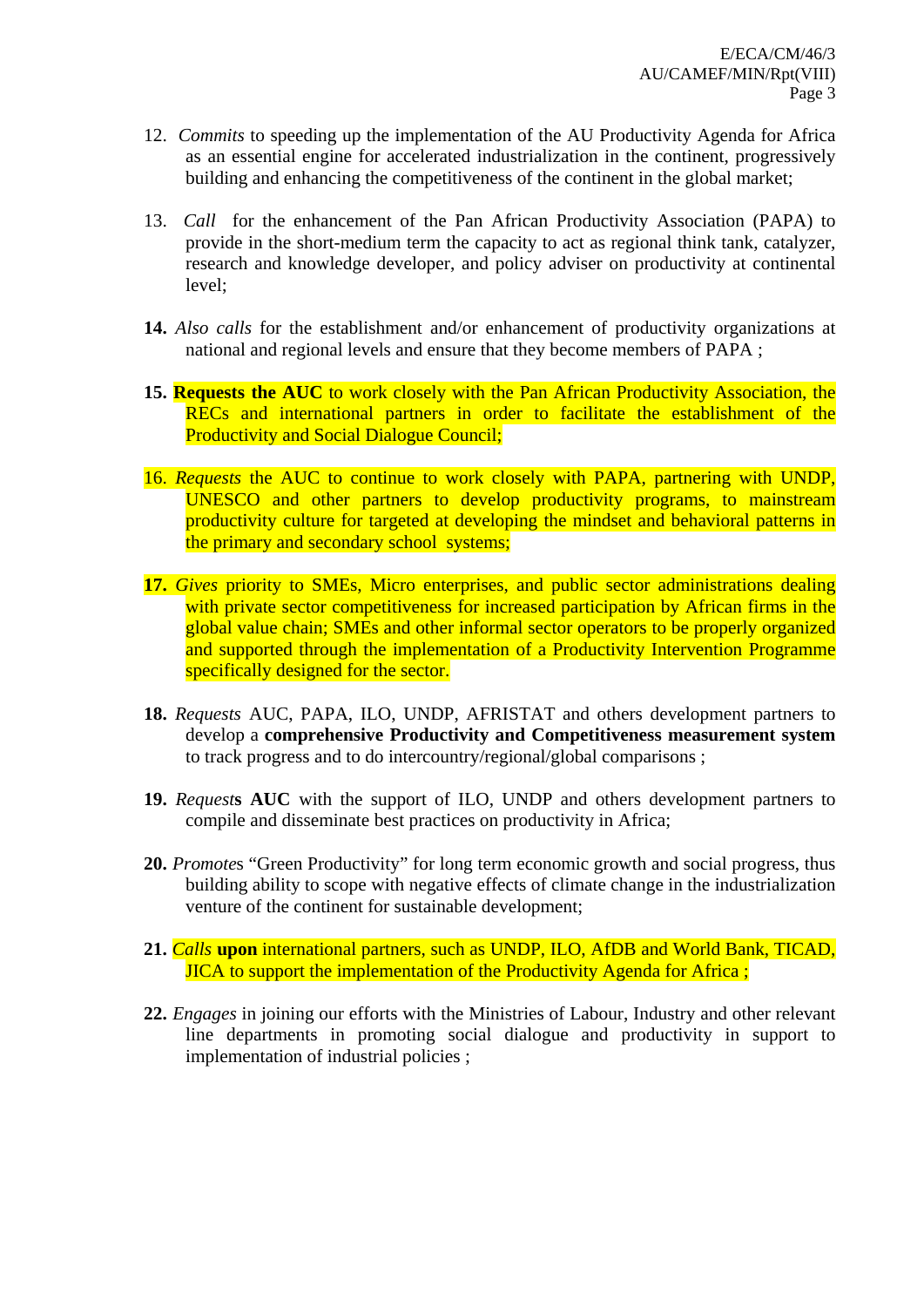12. *Commits* to speeding up the implementation of the AU Productivity Agenda for Africa as an essential engine for accelerated industrialization in the continent, progressively building and enhancing the competitiveness of the continent in the global market;

13. *Call* for the enhancement of the Pan African Productivity Association (PAPA) to provide in the short-medium term the capacity to act as regional think tank, catalyzer, research and knowledge developer, and policy adviser on productivity at continental level;

**14.** *Also calls* for the establishment and/or enhancement of productivity organizations at national and regional levels and ensure that they become members of PAPA ;

**15.** **Requests the AUC** to work closely with the Pan African Productivity Association, the RECs and international partners in order to facilitate the establishment of the Productivity and Social Dialogue Council;

16. *Requests* the AUC to continue to work closely with PAPA, partnering with UNDP, UNESCO and other partners to develop productivity programs, to mainstream productivity culture for targeted at developing the mindset and behavioral patterns in the primary and secondary school systems;

**17.** *Gives* priority to SMEs, Micro enterprises, and public sector administrations dealing with private sector competitiveness for increased participation by African firms in the global value chain; SMEs and other informal sector operators to be properly organized and supported through the implementation of a Productivity Intervention Programme specifically designed for the sector.

**18.** *Requests* AUC, PAPA, ILO, UNDP, AFRISTAT and others development partners to develop a **comprehensive Productivity and Competitiveness measurement system** to track progress and to do intercountry/regional/global comparisons ;

**19.** *Request***s** **AUC** with the support of ILO, UNDP and others development partners to compile and disseminate best practices on productivity in Africa;

**20.** *Promote*s "Green Productivity" for long term economic growth and social progress, thus building ability to scope with negative effects of climate change in the industrialization venture of the continent for sustainable development;

**21.** *Calls* **upon** international partners, such as UNDP, ILO, AfDB and World Bank, TICAD, JICA to support the implementation of the Productivity Agenda for Africa ;

**22.** *Engages* in joining our efforts with the Ministries of Labour, Industry and other relevant line departments in promoting social dialogue and productivity in support to implementation of industrial policies ;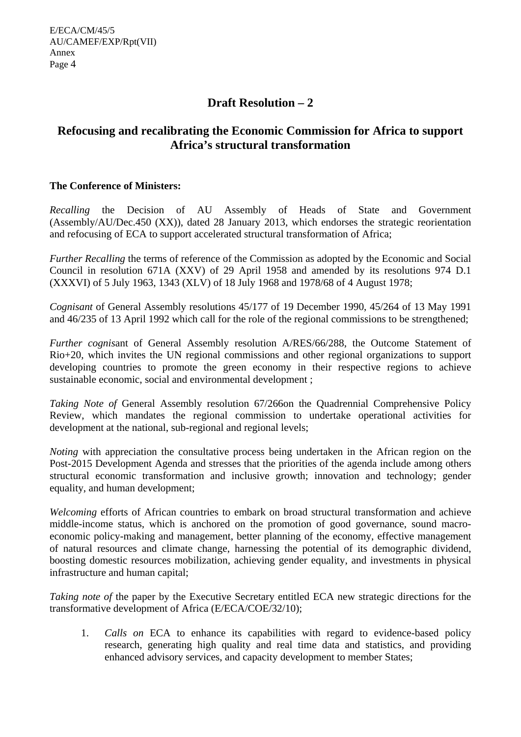## Draft Resolution – 2

## Refocusing and recalibrating the Economic Commission for Africa to support Africa's structural transformation

**The Conference of Ministers:**

*Recalling* the Decision of AU Assembly of Heads of State and Government (Assembly/AU/Dec.450 (XX)), dated 28 January 2013, which endorses the strategic reorientation and refocusing of ECA to support accelerated structural transformation of Africa;

*Further Recalling* the terms of reference of the Commission as adopted by the Economic and Social Council in resolution 671A (XXV) of 29 April 1958 and amended by its resolutions 974 D.1 (XXXVI) of 5 July 1963, 1343 (XLV) of 18 July 1968 and 1978/68 of 4 August 1978;

*Cognisant* of General Assembly resolutions 45/177 of 19 December 1990, 45/264 of 13 May 1991 and 46/235 of 13 April 1992 which call for the role of the regional commissions to be strengthened;

*Further cognis*ant of General Assembly resolution A/RES/66/288, the Outcome Statement of Rio+20, which invites the UN regional commissions and other regional organizations to support developing countries to promote the green economy in their respective regions to achieve sustainable economic, social and environmental development ;

*Taking Note of* General Assembly resolution 67/266on the Quadrennial Comprehensive Policy Review, which mandates the regional commission to undertake operational activities for development at the national, sub-regional and regional levels;

*Noting* with appreciation the consultative process being undertaken in the African region on the Post-2015 Development Agenda and stresses that the priorities of the agenda include among others structural economic transformation and inclusive growth; innovation and technology; gender equality, and human development;

*Welcoming* efforts of African countries to embark on broad structural transformation and achieve middle-income status, which is anchored on the promotion of good governance, sound macro-economic policy-making and management, better planning of the economy, effective management of natural resources and climate change, harnessing the potential of its demographic dividend, boosting domestic resources mobilization, achieving gender equality, and investments in physical infrastructure and human capital;

*Taking note of* the paper by the Executive Secretary entitled ECA new strategic directions for the transformative development of Africa (E/ECA/COE/32/10);

1. *Calls on* ECA to enhance its capabilities with regard to evidence-based policy research, generating high quality and real time data and statistics, and providing enhanced advisory services, and capacity development to member States;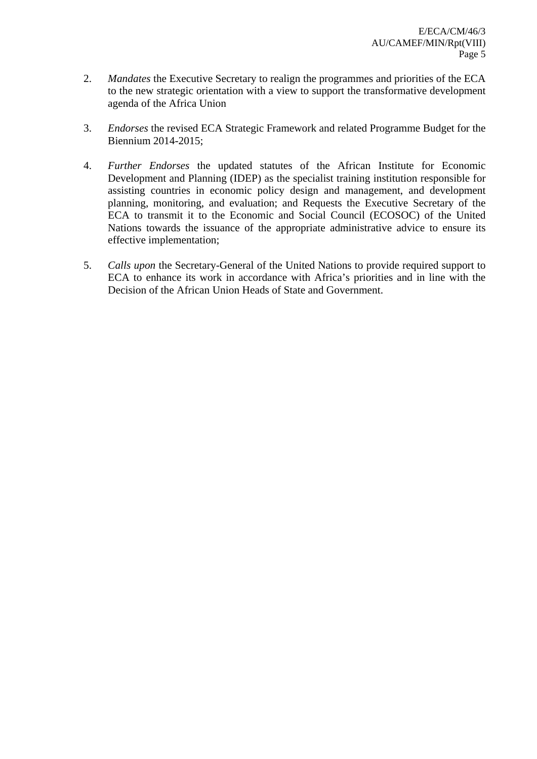2. *Mandates* the Executive Secretary to realign the programmes and priorities of the ECA to the new strategic orientation with a view to support the transformative development agenda of the Africa Union

3. *Endorses* the revised ECA Strategic Framework and related Programme Budget for the Biennium 2014-2015;

4. *Further Endorses* the updated statutes of the African Institute for Economic Development and Planning (IDEP) as the specialist training institution responsible for assisting countries in economic policy design and management, and development planning, monitoring, and evaluation; and Requests the Executive Secretary of the ECA to transmit it to the Economic and Social Council (ECOSOC) of the United Nations towards the issuance of the appropriate administrative advice to ensure its effective implementation;

5. *Calls upon* the Secretary-General of the United Nations to provide required support to ECA to enhance its work in accordance with Africa's priorities and in line with the Decision of the African Union Heads of State and Government.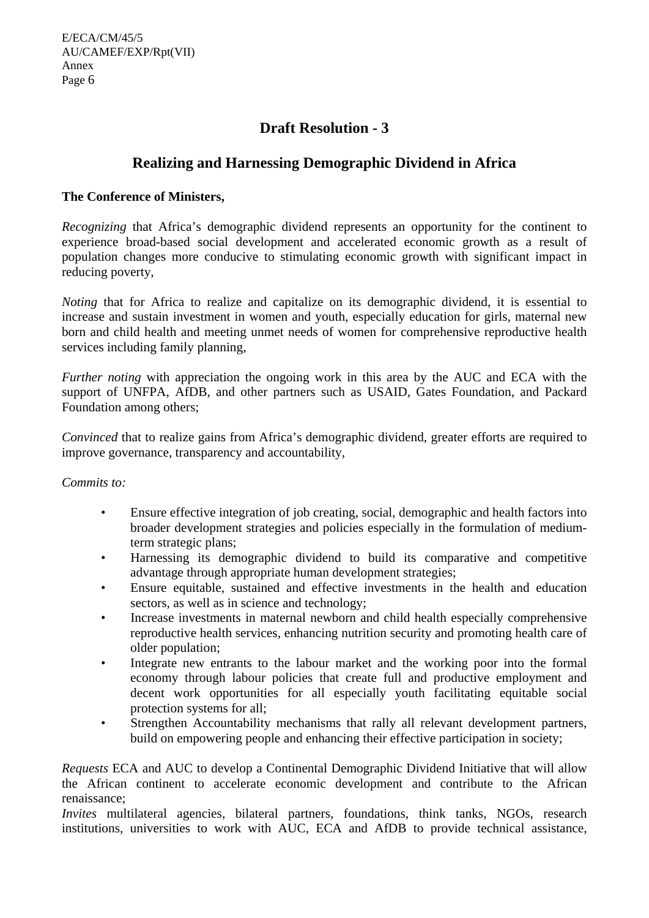## Draft Resolution - 3

## Realizing and Harnessing Demographic Dividend in Africa

**The Conference of Ministers,**

*Recognizing* that Africa's demographic dividend represents an opportunity for the continent to experience broad-based social development and accelerated economic growth as a result of population changes more conducive to stimulating economic growth with significant impact in reducing poverty,

*Noting* that for Africa to realize and capitalize on its demographic dividend, it is essential to increase and sustain investment in women and youth, especially education for girls, maternal new born and child health and meeting unmet needs of women for comprehensive reproductive health services including family planning,

*Further noting* with appreciation the ongoing work in this area by the AUC and ECA with the support of UNFPA, AfDB, and other partners such as USAID, Gates Foundation, and Packard Foundation among others;

*Convinced* that to realize gains from Africa's demographic dividend, greater efforts are required to improve governance, transparency and accountability,

*Commits to:*

- Ensure effective integration of job creating, social, demographic and health factors into broader development strategies and policies especially in the formulation of medium-term strategic plans;
- Harnessing its demographic dividend to build its comparative and competitive advantage through appropriate human development strategies;
- Ensure equitable, sustained and effective investments in the health and education sectors, as well as in science and technology;
- Increase investments in maternal newborn and child health especially comprehensive reproductive health services, enhancing nutrition security and promoting health care of older population;
- Integrate new entrants to the labour market and the working poor into the formal economy through labour policies that create full and productive employment and decent work opportunities for all especially youth facilitating equitable social protection systems for all;
- Strengthen Accountability mechanisms that rally all relevant development partners, build on empowering people and enhancing their effective participation in society;

*Requests* ECA and AUC to develop a Continental Demographic Dividend Initiative that will allow the African continent to accelerate economic development and contribute to the African renaissance;

*Invites* multilateral agencies, bilateral partners, foundations, think tanks, NGOs, research institutions, universities to work with AUC, ECA and AfDB to provide technical assistance,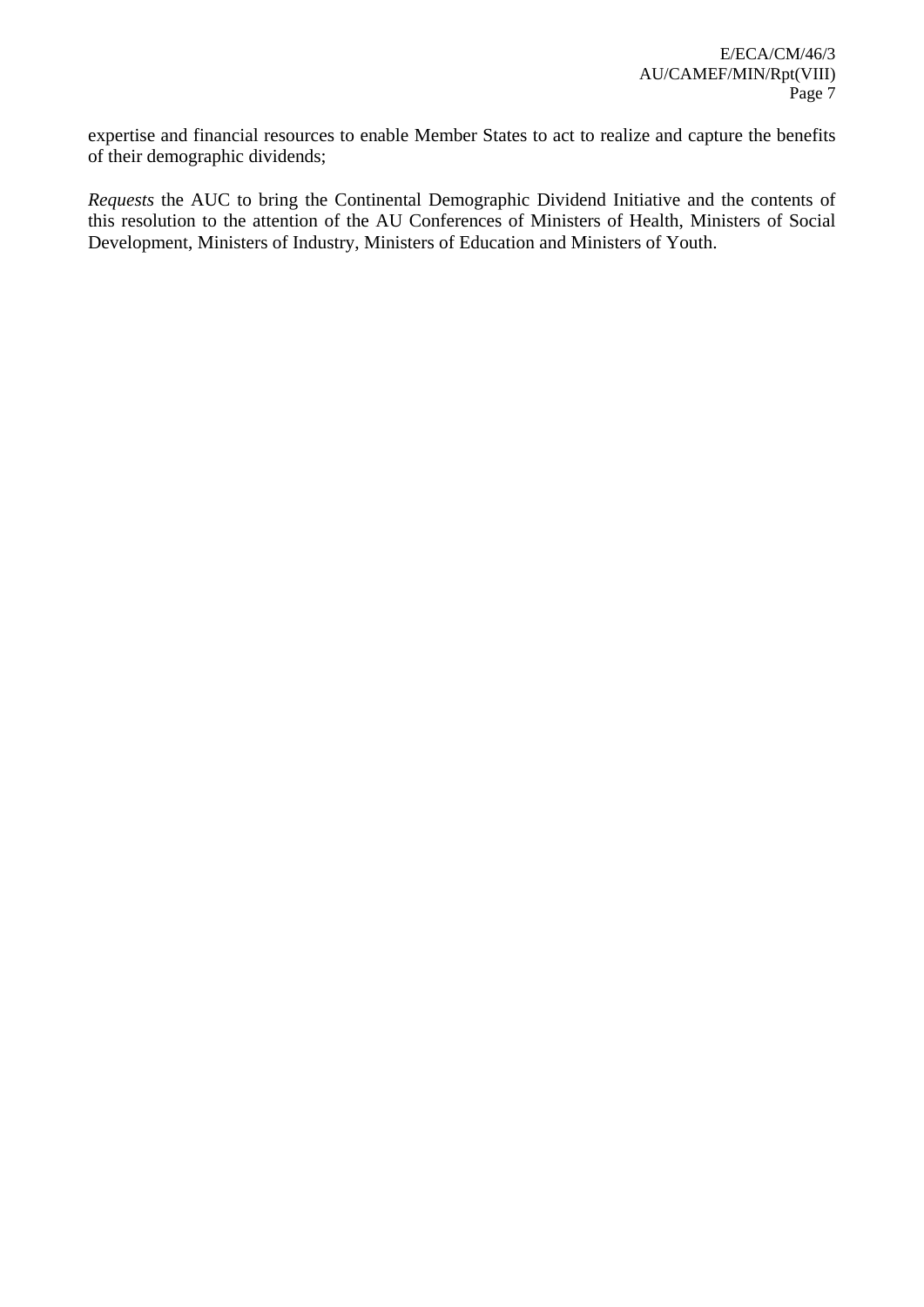expertise and financial resources to enable Member States to act to realize and capture the benefits of their demographic dividends;

*Requests* the AUC to bring the Continental Demographic Dividend Initiative and the contents of this resolution to the attention of the AU Conferences of Ministers of Health, Ministers of Social Development, Ministers of Industry, Ministers of Education and Ministers of Youth.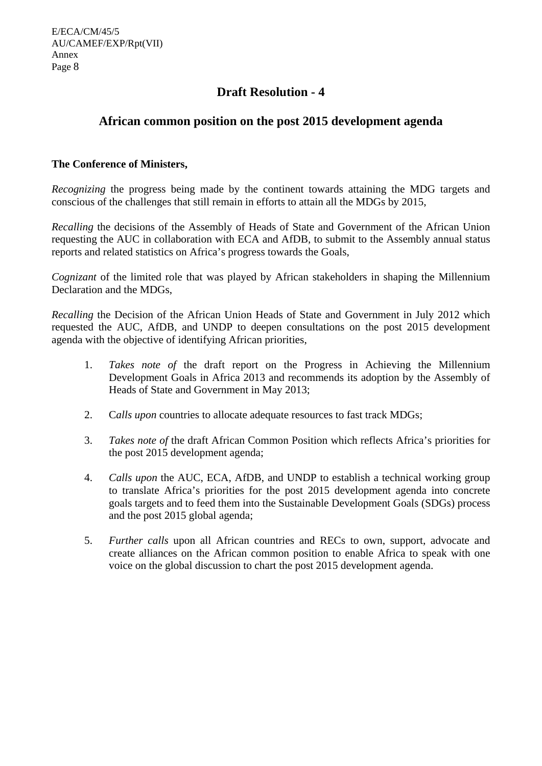## Draft Resolution - 4

## African common position on the post 2015 development agenda

**The Conference of Ministers,**

*Recognizing* the progress being made by the continent towards attaining the MDG targets and conscious of the challenges that still remain in efforts to attain all the MDGs by 2015,

*Recalling* the decisions of the Assembly of Heads of State and Government of the African Union requesting the AUC in collaboration with ECA and AfDB, to submit to the Assembly annual status reports and related statistics on Africa's progress towards the Goals,

*Cognizant* of the limited role that was played by African stakeholders in shaping the Millennium Declaration and the MDGs,

*Recalling* the Decision of the African Union Heads of State and Government in July 2012 which requested the AUC, AfDB, and UNDP to deepen consultations on the post 2015 development agenda with the objective of identifying African priorities,

1. *Takes note of* the draft report on the Progress in Achieving the Millennium Development Goals in Africa 2013 and recommends its adoption by the Assembly of Heads of State and Government in May 2013;

2. C*alls upon* countries to allocate adequate resources to fast track MDGs;

3. *Takes note of* the draft African Common Position which reflects Africa's priorities for the post 2015 development agenda;

4. *Calls upon* the AUC, ECA, AfDB, and UNDP to establish a technical working group to translate Africa's priorities for the post 2015 development agenda into concrete goals targets and to feed them into the Sustainable Development Goals (SDGs) process and the post 2015 global agenda;

5. *Further calls* upon all African countries and RECs to own, support, advocate and create alliances on the African common position to enable Africa to speak with one voice on the global discussion to chart the post 2015 development agenda.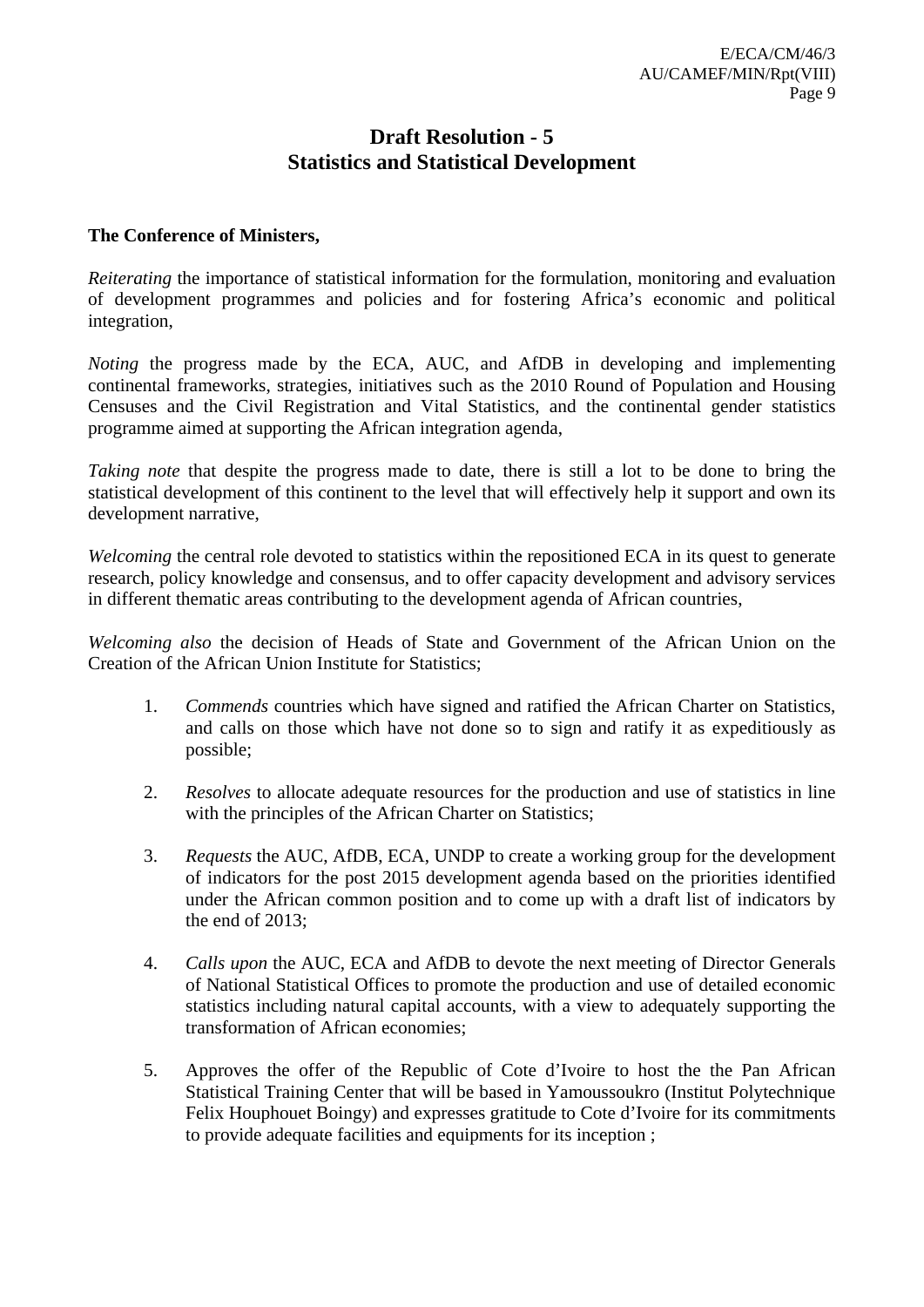# Draft Resolution - 5
## Statistics and Statistical Development

**The Conference of Ministers,**

*Reiterating* the importance of statistical information for the formulation, monitoring and evaluation of development programmes and policies and for fostering Africa's economic and political integration,

*Noting* the progress made by the ECA, AUC, and AfDB in developing and implementing continental frameworks, strategies, initiatives such as the 2010 Round of Population and Housing Censuses and the Civil Registration and Vital Statistics, and the continental gender statistics programme aimed at supporting the African integration agenda,

*Taking note* that despite the progress made to date, there is still a lot to be done to bring the statistical development of this continent to the level that will effectively help it support and own its development narrative,

*Welcoming* the central role devoted to statistics within the repositioned ECA in its quest to generate research, policy knowledge and consensus, and to offer capacity development and advisory services in different thematic areas contributing to the development agenda of African countries,

*Welcoming also* the decision of Heads of State and Government of the African Union on the Creation of the African Union Institute for Statistics;

1. *Commends* countries which have signed and ratified the African Charter on Statistics, and calls on those which have not done so to sign and ratify it as expeditiously as possible;

2. *Resolves* to allocate adequate resources for the production and use of statistics in line with the principles of the African Charter on Statistics;

3. *Requests* the AUC, AfDB, ECA, UNDP to create a working group for the development of indicators for the post 2015 development agenda based on the priorities identified under the African common position and to come up with a draft list of indicators by the end of 2013;

4. *Calls upon* the AUC, ECA and AfDB to devote the next meeting of Director Generals of National Statistical Offices to promote the production and use of detailed economic statistics including natural capital accounts, with a view to adequately supporting the transformation of African economies;

5. Approves the offer of the Republic of Cote d'Ivoire to host the the Pan African Statistical Training Center that will be based in Yamoussoukro (Institut Polytechnique Felix Houphouet Boingy) and expresses gratitude to Cote d'Ivoire for its commitments to provide adequate facilities and equipments for its inception ;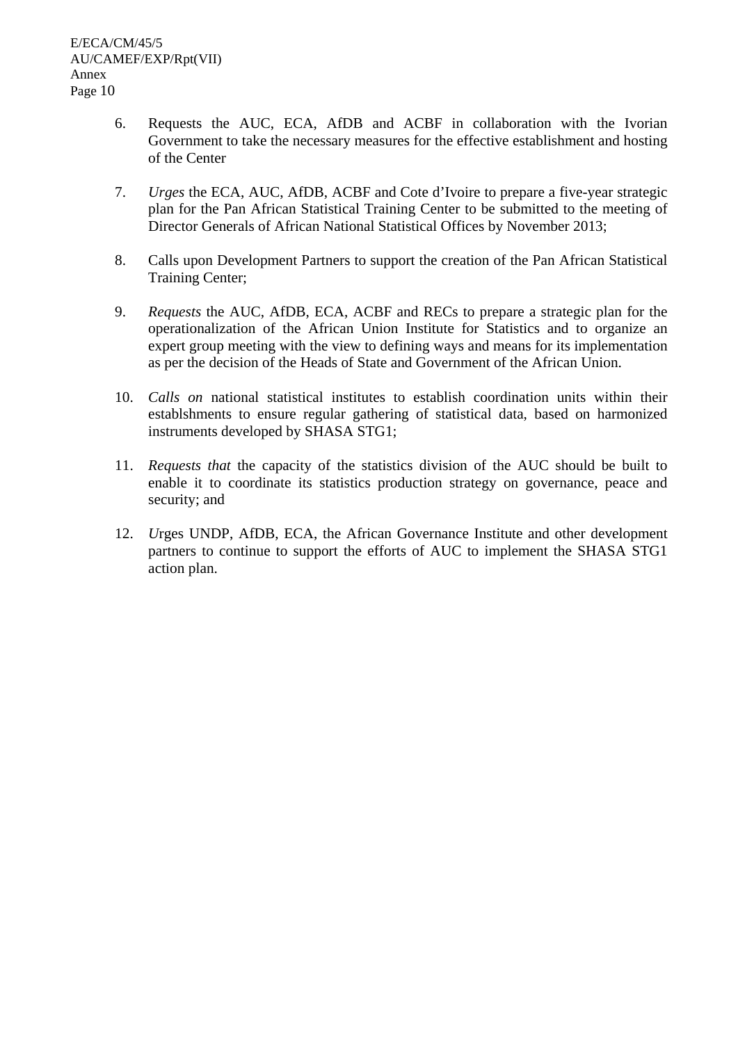6. Requests the AUC, ECA, AfDB and ACBF in collaboration with the Ivorian Government to take the necessary measures for the effective establishment and hosting of the Center

7. *Urges* the ECA, AUC, AfDB, ACBF and Cote d'Ivoire to prepare a five-year strategic plan for the Pan African Statistical Training Center to be submitted to the meeting of Director Generals of African National Statistical Offices by November 2013;

8. Calls upon Development Partners to support the creation of the Pan African Statistical Training Center;

9. *Requests* the AUC, AfDB, ECA, ACBF and RECs to prepare a strategic plan for the operationalization of the African Union Institute for Statistics and to organize an expert group meeting with the view to defining ways and means for its implementation as per the decision of the Heads of State and Government of the African Union.

10. *Calls on* national statistical institutes to establish coordination units within their establshments to ensure regular gathering of statistical data, based on harmonized instruments developed by SHASA STG1;

11. *Requests that* the capacity of the statistics division of the AUC should be built to enable it to coordinate its statistics production strategy on governance, peace and security; and

12. *U*rges UNDP, AfDB, ECA, the African Governance Institute and other development partners to continue to support the efforts of AUC to implement the SHASA STG1 action plan.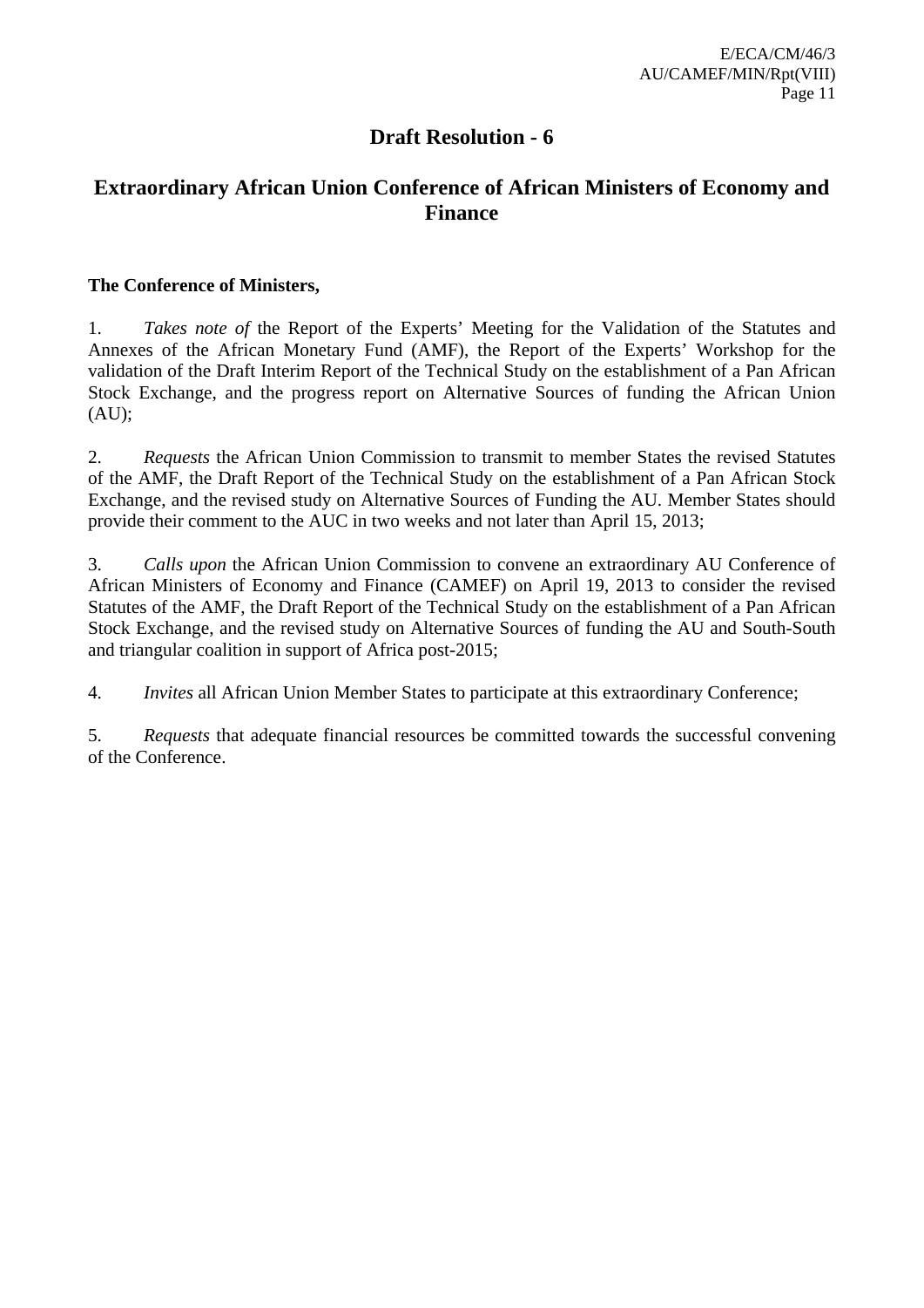## Draft Resolution - 6

## Extraordinary African Union Conference of African Ministers of Economy and Finance

**The Conference of Ministers,**

1. *Takes note of* the Report of the Experts' Meeting for the Validation of the Statutes and Annexes of the African Monetary Fund (AMF), the Report of the Experts' Workshop for the validation of the Draft Interim Report of the Technical Study on the establishment of a Pan African Stock Exchange, and the progress report on Alternative Sources of funding the African Union (AU);

2. *Requests* the African Union Commission to transmit to member States the revised Statutes of the AMF, the Draft Report of the Technical Study on the establishment of a Pan African Stock Exchange, and the revised study on Alternative Sources of Funding the AU. Member States should provide their comment to the AUC in two weeks and not later than April 15, 2013;

3. *Calls upon* the African Union Commission to convene an extraordinary AU Conference of African Ministers of Economy and Finance (CAMEF) on April 19, 2013 to consider the revised Statutes of the AMF, the Draft Report of the Technical Study on the establishment of a Pan African Stock Exchange, and the revised study on Alternative Sources of funding the AU and South-South and triangular coalition in support of Africa post-2015;

4. *Invites* all African Union Member States to participate at this extraordinary Conference;

5. *Requests* that adequate financial resources be committed towards the successful convening of the Conference.